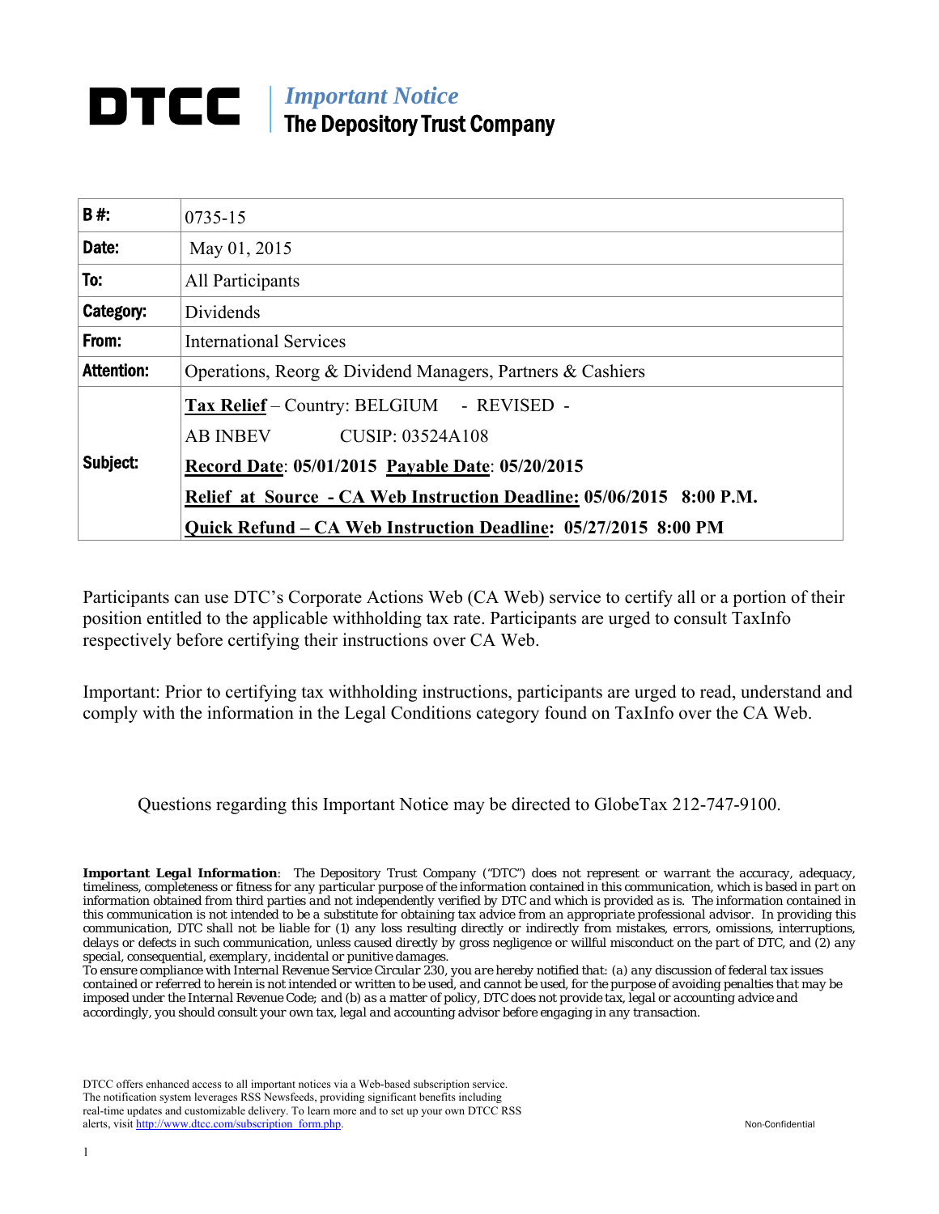# DTCC | *Important Notice* The Depository Trust Company

| | |
|---|---|
| **B #:** | 0735-15 |
| **Date:** | May 01, 2015 |
| **To:** | All Participants |
| **Category:** | Dividends |
| **From:** | International Services |
| **Attention:** | Operations, Reorg & Dividend Managers, Partners & Cashiers |
| **Subject:** | **Tax Relief** – Country: BELGIUM - REVISED -<br>AB INBEV CUSIP: 03524A108<br>**Record Date**: **05/01/2015** **Payable Date**: **05/20/2015**<br>**Relief at Source - CA Web Instruction Deadline: 05/06/2015 8:00 P.M.**<br>**Quick Refund – CA Web Instruction Deadline: 05/27/2015 8:00 PM** |

Participants can use DTC's Corporate Actions Web (CA Web) service to certify all or a portion of their position entitled to the applicable withholding tax rate. Participants are urged to consult TaxInfo respectively before certifying their instructions over CA Web.

Important: Prior to certifying tax withholding instructions, participants are urged to read, understand and comply with the information in the Legal Conditions category found on TaxInfo over the CA Web.

Questions regarding this Important Notice may be directed to GlobeTax 212-747-9100.

***Important Legal Information***: The Depository Trust Company ("DTC") does not represent or warrant the accuracy, adequacy, timeliness, completeness or fitness for any particular purpose of the information contained in this communication, which is based in part on information obtained from third parties and not independently verified by DTC and which is provided as is. The information contained in this communication is not intended to be a substitute for obtaining tax advice from an appropriate professional advisor. In providing this communication, DTC shall not be liable for (1) any loss resulting directly or indirectly from mistakes, errors, omissions, interruptions, delays or defects in such communication, unless caused directly by gross negligence or willful misconduct on the part of DTC, and (2) any special, consequential, exemplary, incidental or punitive damages.
To ensure compliance with Internal Revenue Service Circular 230, you are hereby notified that: (a) any discussion of federal tax issues contained or referred to herein is not intended or written to be used, and cannot be used, for the purpose of avoiding penalties that may be imposed under the Internal Revenue Code; and (b) as a matter of policy, DTC does not provide tax, legal or accounting advice and accordingly, you should consult your own tax, legal and accounting advisor before engaging in any transaction.

DTCC offers enhanced access to all important notices via a Web-based subscription service. The notification system leverages RSS Newsfeeds, providing significant benefits including real-time updates and customizable delivery. To learn more and to set up your own DTCC RSS alerts, visit http://www.dtcc.com/subscription_form.php.

Non-Confidential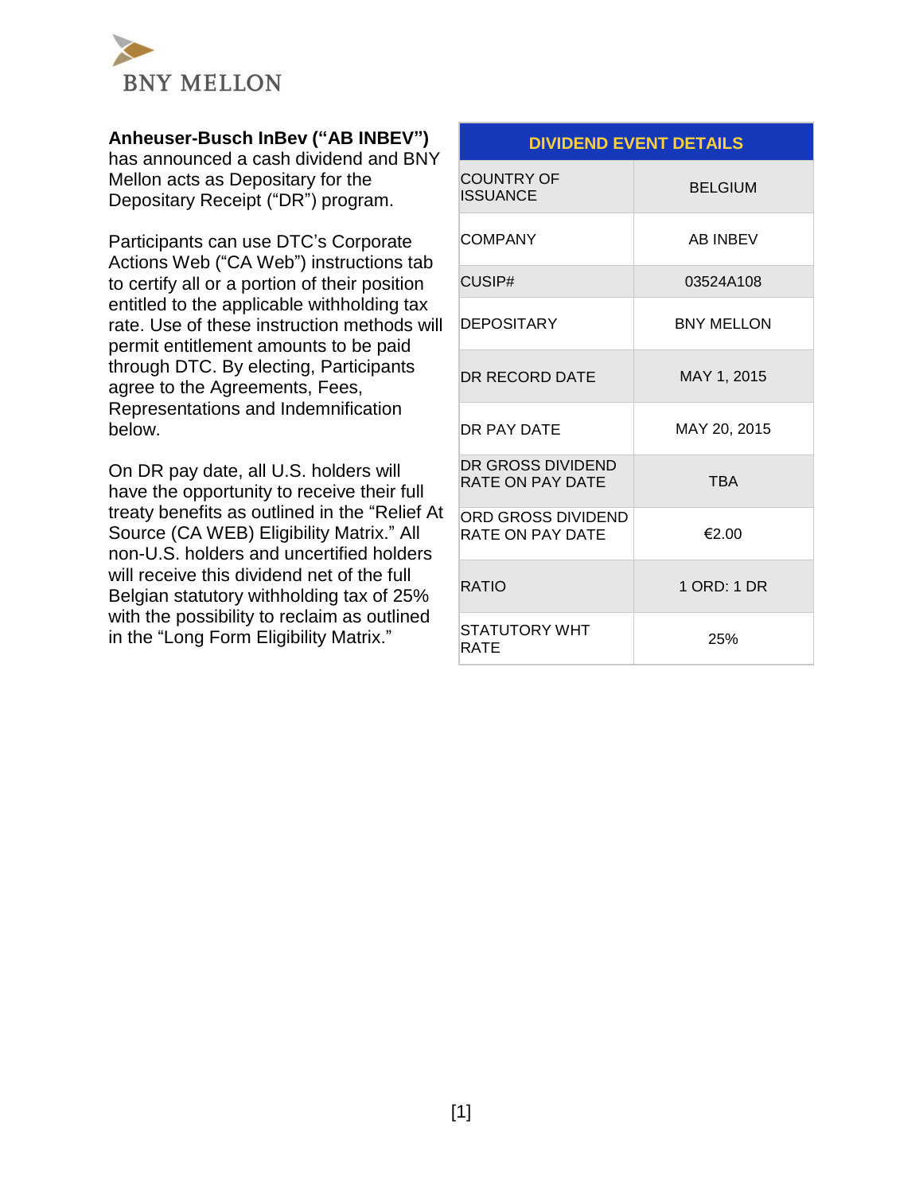BNY MELLON

**Anheuser-Busch InBev ("AB INBEV")** has announced a cash dividend and BNY Mellon acts as Depositary for the Depositary Receipt ("DR") program.

Participants can use DTC's Corporate Actions Web ("CA Web") instructions tab to certify all or a portion of their position entitled to the applicable withholding tax rate. Use of these instruction methods will permit entitlement amounts to be paid through DTC. By electing, Participants agree to the Agreements, Fees, Representations and Indemnification below.

On DR pay date, all U.S. holders will have the opportunity to receive their full treaty benefits as outlined in the "Relief At Source (CA WEB) Eligibility Matrix." All non-U.S. holders and uncertified holders will receive this dividend net of the full Belgian statutory withholding tax of 25% with the possibility to reclaim as outlined in the "Long Form Eligibility Matrix."

| DIVIDEND EVENT DETAILS | |
|---|---|
| COUNTRY OF ISSUANCE | BELGIUM |
| COMPANY | AB INBEV |
| CUSIP# | 03524A108 |
| DEPOSITARY | BNY MELLON |
| DR RECORD DATE | MAY 1, 2015 |
| DR PAY DATE | MAY 20, 2015 |
| DR GROSS DIVIDEND RATE ON PAY DATE | TBA |
| ORD GROSS DIVIDEND RATE ON PAY DATE | €2.00 |
| RATIO | 1 ORD: 1 DR |
| STATUTORY WHT RATE | 25% |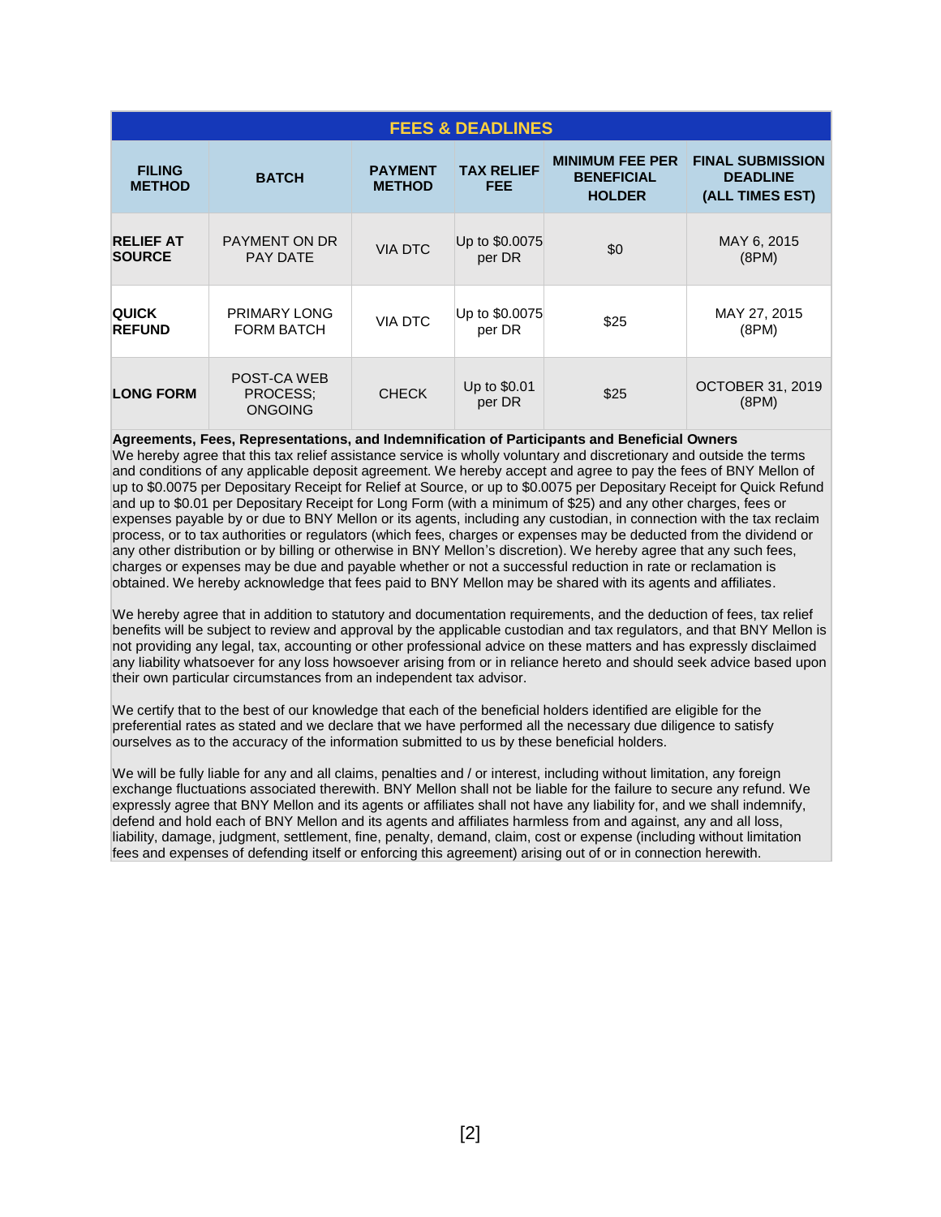## FEES & DEADLINES

| FILING METHOD | BATCH | PAYMENT METHOD | TAX RELIEF FEE | MINIMUM FEE PER BENEFICIAL HOLDER | FINAL SUBMISSION DEADLINE (ALL TIMES EST) |
|---|---|---|---|---|---|
| **RELIEF AT SOURCE** | PAYMENT ON DR PAY DATE | VIA DTC | Up to $0.0075 per DR | $0 | MAY 6, 2015 (8PM) |
| **QUICK REFUND** | PRIMARY LONG FORM BATCH | VIA DTC | Up to $0.0075 per DR | $25 | MAY 27, 2015 (8PM) |
| **LONG FORM** | POST-CA WEB PROCESS; ONGOING | CHECK | Up to $0.01 per DR | $25 | OCTOBER 31, 2019 (8PM) |

**Agreements, Fees, Representations, and Indemnification of Participants and Beneficial Owners**

We hereby agree that this tax relief assistance service is wholly voluntary and discretionary and outside the terms and conditions of any applicable deposit agreement. We hereby accept and agree to pay the fees of BNY Mellon of up to $0.0075 per Depositary Receipt for Relief at Source, or up to $0.0075 per Depositary Receipt for Quick Refund and up to $0.01 per Depositary Receipt for Long Form (with a minimum of $25) and any other charges, fees or expenses payable by or due to BNY Mellon or its agents, including any custodian, in connection with the tax reclaim process, or to tax authorities or regulators (which fees, charges or expenses may be deducted from the dividend or any other distribution or by billing or otherwise in BNY Mellon's discretion). We hereby agree that any such fees, charges or expenses may be due and payable whether or not a successful reduction in rate or reclamation is obtained. We hereby acknowledge that fees paid to BNY Mellon may be shared with its agents and affiliates.

We hereby agree that in addition to statutory and documentation requirements, and the deduction of fees, tax relief benefits will be subject to review and approval by the applicable custodian and tax regulators, and that BNY Mellon is not providing any legal, tax, accounting or other professional advice on these matters and has expressly disclaimed any liability whatsoever for any loss howsoever arising from or in reliance hereto and should seek advice based upon their own particular circumstances from an independent tax advisor.

We certify that to the best of our knowledge that each of the beneficial holders identified are eligible for the preferential rates as stated and we declare that we have performed all the necessary due diligence to satisfy ourselves as to the accuracy of the information submitted to us by these beneficial holders.

We will be fully liable for any and all claims, penalties and / or interest, including without limitation, any foreign exchange fluctuations associated therewith. BNY Mellon shall not be liable for the failure to secure any refund. We expressly agree that BNY Mellon and its agents or affiliates shall not have any liability for, and we shall indemnify, defend and hold each of BNY Mellon and its agents and affiliates harmless from and against, any and all loss, liability, damage, judgment, settlement, fine, penalty, demand, claim, cost or expense (including without limitation fees and expenses of defending itself or enforcing this agreement) arising out of or in connection herewith.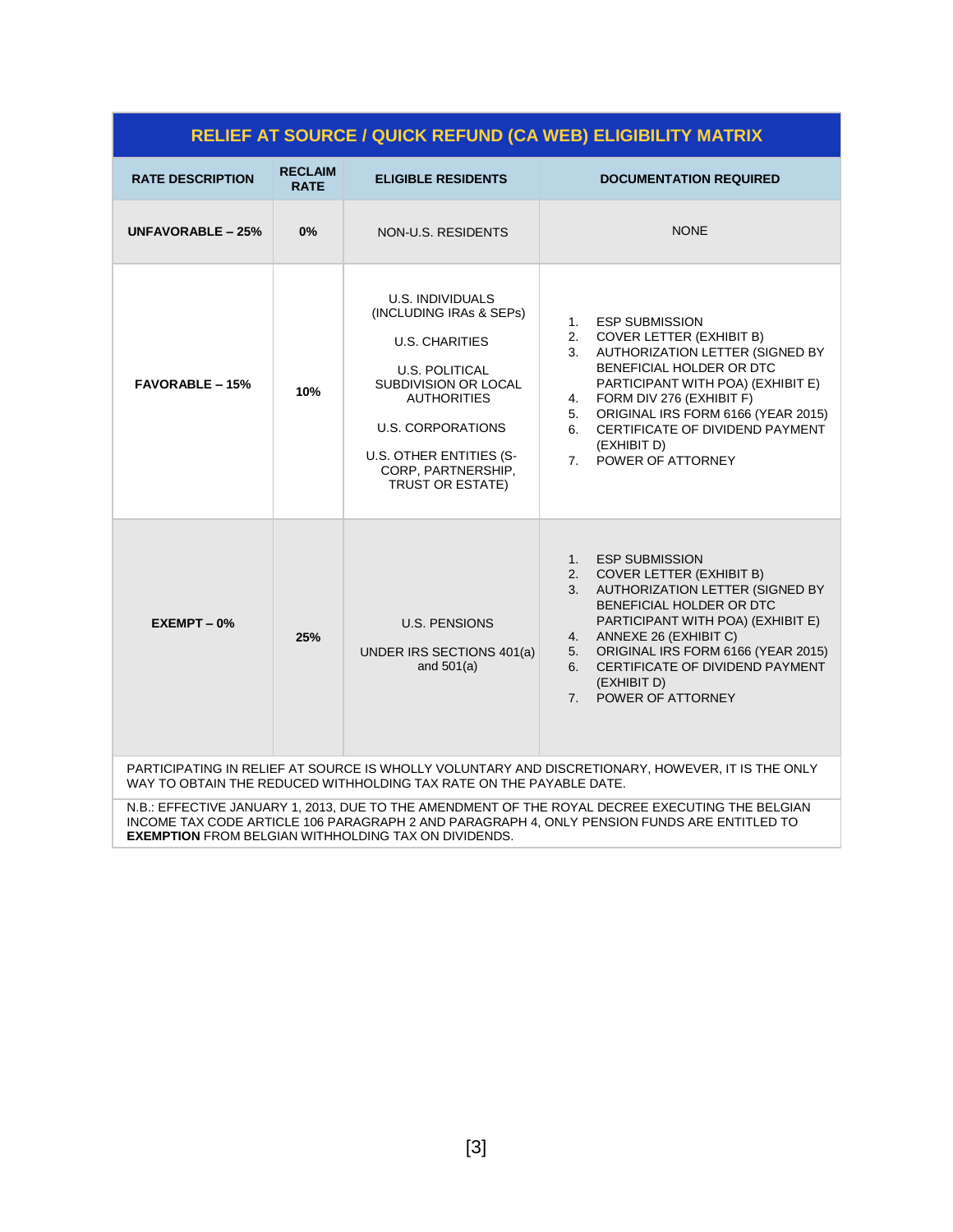| RELIEF AT SOURCE / QUICK REFUND (CA WEB) ELIGIBILITY MATRIX | | | |
|---|---|---|---|
| **RATE DESCRIPTION** | **RECLAIM RATE** | **ELIGIBLE RESIDENTS** | **DOCUMENTATION REQUIRED** |
| **UNFAVORABLE – 25%** | **0%** | NON-U.S. RESIDENTS | NONE |
| **FAVORABLE – 15%** | **10%** | U.S. INDIVIDUALS (INCLUDING IRAs & SEPs)<br><br>U.S. CHARITIES<br><br>U.S. POLITICAL SUBDIVISION OR LOCAL AUTHORITIES<br><br>U.S. CORPORATIONS<br><br>U.S. OTHER ENTITIES (S-CORP, PARTNERSHIP, TRUST OR ESTATE) | 1. ESP SUBMISSION<br>2. COVER LETTER (EXHIBIT B)<br>3. AUTHORIZATION LETTER (SIGNED BY BENEFICIAL HOLDER OR DTC PARTICIPANT WITH POA) (EXHIBIT E)<br>4. FORM DIV 276 (EXHIBIT F)<br>5. ORIGINAL IRS FORM 6166 (YEAR 2015)<br>6. CERTIFICATE OF DIVIDEND PAYMENT (EXHIBIT D)<br>7. POWER OF ATTORNEY |
| **EXEMPT – 0%** | **25%** | U.S. PENSIONS<br><br>UNDER IRS SECTIONS 401(a) and 501(a) | 1. ESP SUBMISSION<br>2. COVER LETTER (EXHIBIT B)<br>3. AUTHORIZATION LETTER (SIGNED BY BENEFICIAL HOLDER OR DTC PARTICIPANT WITH POA) (EXHIBIT E)<br>4. ANNEXE 26 (EXHIBIT C)<br>5. ORIGINAL IRS FORM 6166 (YEAR 2015)<br>6. CERTIFICATE OF DIVIDEND PAYMENT (EXHIBIT D)<br>7. POWER OF ATTORNEY |

PARTICIPATING IN RELIEF AT SOURCE IS WHOLLY VOLUNTARY AND DISCRETIONARY, HOWEVER, IT IS THE ONLY WAY TO OBTAIN THE REDUCED WITHHOLDING TAX RATE ON THE PAYABLE DATE.

N.B.: EFFECTIVE JANUARY 1, 2013, DUE TO THE AMENDMENT OF THE ROYAL DECREE EXECUTING THE BELGIAN INCOME TAX CODE ARTICLE 106 PARAGRAPH 2 AND PARAGRAPH 4, ONLY PENSION FUNDS ARE ENTITLED TO **EXEMPTION** FROM BELGIAN WITHHOLDING TAX ON DIVIDENDS.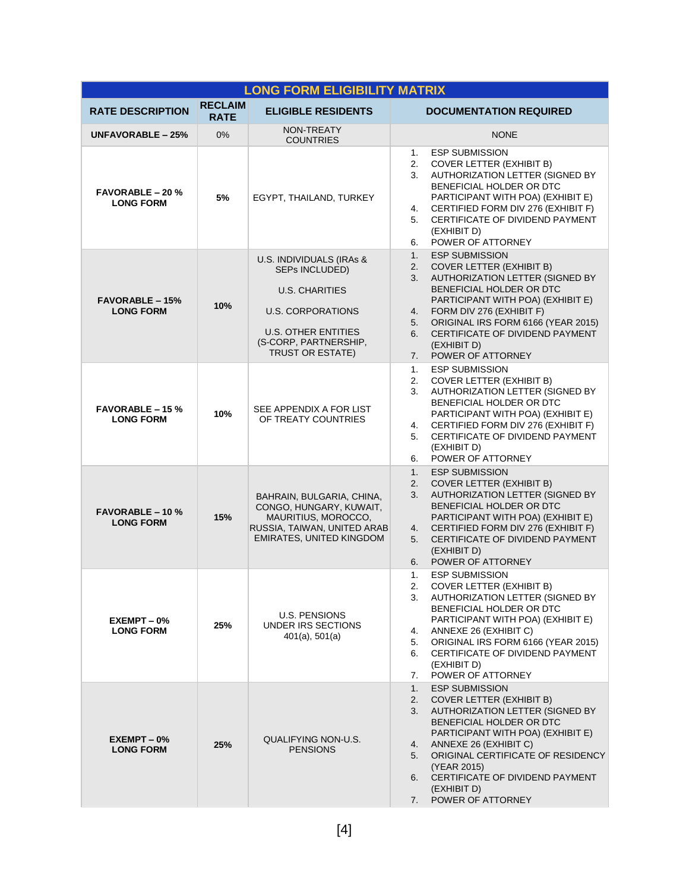| LONG FORM ELIGIBILITY MATRIX | | | |
|---|---|---|---|
| **RATE DESCRIPTION** | **RECLAIM RATE** | **ELIGIBLE RESIDENTS** | **DOCUMENTATION REQUIRED** |
| **UNFAVORABLE – 25%** | 0% | NON-TREATY COUNTRIES | NONE |
| **FAVORABLE – 20 % LONG FORM** | **5%** | EGYPT, THAILAND, TURKEY | 1. ESP SUBMISSION<br>2. COVER LETTER (EXHIBIT B)<br>3. AUTHORIZATION LETTER (SIGNED BY BENEFICIAL HOLDER OR DTC PARTICIPANT WITH POA) (EXHIBIT E)<br>4. CERTIFIED FORM DIV 276 (EXHIBIT F)<br>5. CERTIFICATE OF DIVIDEND PAYMENT (EXHIBIT D)<br>6. POWER OF ATTORNEY |
| **FAVORABLE – 15% LONG FORM** | **10%** | U.S. INDIVIDUALS (IRAs & SEPs INCLUDED)<br><br>U.S. CHARITIES<br><br>U.S. CORPORATIONS<br><br>U.S. OTHER ENTITIES (S-CORP, PARTNERSHIP, TRUST OR ESTATE) | 1. ESP SUBMISSION<br>2. COVER LETTER (EXHIBIT B)<br>3. AUTHORIZATION LETTER (SIGNED BY BENEFICIAL HOLDER OR DTC PARTICIPANT WITH POA) (EXHIBIT E)<br>4. FORM DIV 276 (EXHIBIT F)<br>5. ORIGINAL IRS FORM 6166 (YEAR 2015)<br>6. CERTIFICATE OF DIVIDEND PAYMENT (EXHIBIT D)<br>7. POWER OF ATTORNEY |
| **FAVORABLE – 15 % LONG FORM** | **10%** | SEE APPENDIX A FOR LIST OF TREATY COUNTRIES | 1. ESP SUBMISSION<br>2. COVER LETTER (EXHIBIT B)<br>3. AUTHORIZATION LETTER (SIGNED BY BENEFICIAL HOLDER OR DTC PARTICIPANT WITH POA) (EXHIBIT E)<br>4. CERTIFIED FORM DIV 276 (EXHIBIT F)<br>5. CERTIFICATE OF DIVIDEND PAYMENT (EXHIBIT D)<br>6. POWER OF ATTORNEY |
| **FAVORABLE – 10 % LONG FORM** | **15%** | BAHRAIN, BULGARIA, CHINA, CONGO, HUNGARY, KUWAIT, MAURITIUS, MOROCCO, RUSSIA, TAIWAN, UNITED ARAB EMIRATES, UNITED KINGDOM | 1. ESP SUBMISSION<br>2. COVER LETTER (EXHIBIT B)<br>3. AUTHORIZATION LETTER (SIGNED BY BENEFICIAL HOLDER OR DTC PARTICIPANT WITH POA) (EXHIBIT E)<br>4. CERTIFIED FORM DIV 276 (EXHIBIT F)<br>5. CERTIFICATE OF DIVIDEND PAYMENT (EXHIBIT D)<br>6. POWER OF ATTORNEY |
| **EXEMPT – 0% LONG FORM** | **25%** | U.S. PENSIONS UNDER IRS SECTIONS 401(a), 501(a) | 1. ESP SUBMISSION<br>2. COVER LETTER (EXHIBIT B)<br>3. AUTHORIZATION LETTER (SIGNED BY BENEFICIAL HOLDER OR DTC PARTICIPANT WITH POA) (EXHIBIT E)<br>4. ANNEXE 26 (EXHIBIT C)<br>5. ORIGINAL IRS FORM 6166 (YEAR 2015)<br>6. CERTIFICATE OF DIVIDEND PAYMENT (EXHIBIT D)<br>7. POWER OF ATTORNEY |
| **EXEMPT – 0% LONG FORM** | **25%** | QUALIFYING NON-U.S. PENSIONS | 1. ESP SUBMISSION<br>2. COVER LETTER (EXHIBIT B)<br>3. AUTHORIZATION LETTER (SIGNED BY BENEFICIAL HOLDER OR DTC PARTICIPANT WITH POA) (EXHIBIT E)<br>4. ANNEXE 26 (EXHIBIT C)<br>5. ORIGINAL CERTIFICATE OF RESIDENCY (YEAR 2015)<br>6. CERTIFICATE OF DIVIDEND PAYMENT (EXHIBIT D)<br>7. POWER OF ATTORNEY |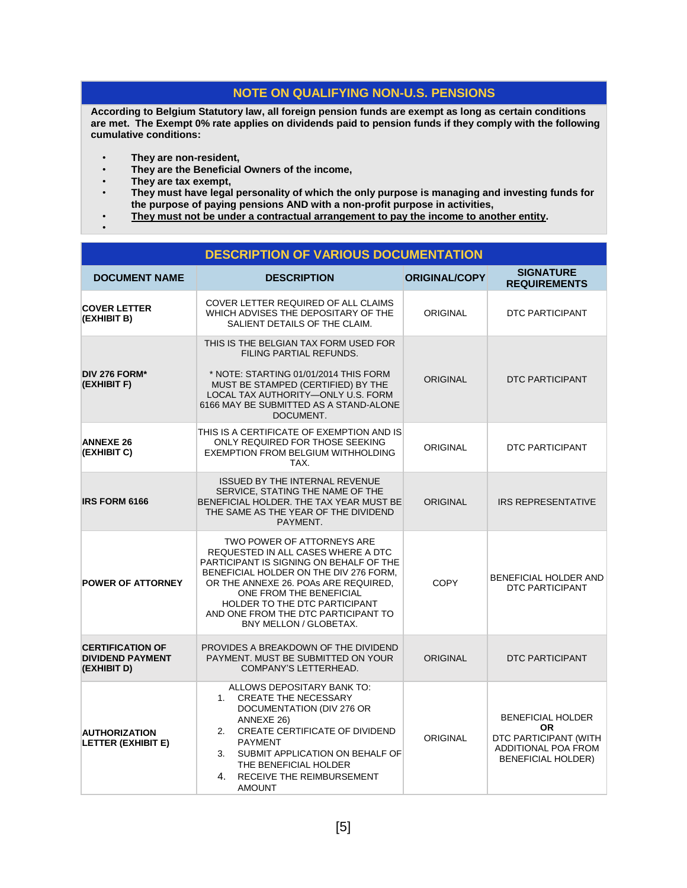## NOTE ON QUALIFYING NON-U.S. PENSIONS

**According to Belgium Statutory law, all foreign pension funds are exempt as long as certain conditions are met. The Exempt 0% rate applies on dividends paid to pension funds if they comply with the following cumulative conditions:**

- **They are non-resident,**
- **They are the Beneficial Owners of the income,**
- **They are tax exempt,**
- **They must have legal personality of which the only purpose is managing and investing funds for the purpose of paying pensions AND with a non-profit purpose in activities,**
- **<u>They must not be under a contractual arrangement to pay the income to another entity</u>.**

## DESCRIPTION OF VARIOUS DOCUMENTATION

| DOCUMENT NAME | DESCRIPTION | ORIGINAL/COPY | SIGNATURE REQUIREMENTS |
|---|---|---|---|
| **COVER LETTER (EXHIBIT B)** | COVER LETTER REQUIRED OF ALL CLAIMS WHICH ADVISES THE DEPOSITARY OF THE SALIENT DETAILS OF THE CLAIM. | ORIGINAL | DTC PARTICIPANT |
| **DIV 276 FORM* (EXHIBIT F)** | THIS IS THE BELGIAN TAX FORM USED FOR FILING PARTIAL REFUNDS.<br><br>* NOTE: STARTING 01/01/2014 THIS FORM MUST BE STAMPED (CERTIFIED) BY THE LOCAL TAX AUTHORITY—ONLY U.S. FORM 6166 MAY BE SUBMITTED AS A STAND-ALONE DOCUMENT. | ORIGINAL | DTC PARTICIPANT |
| **ANNEXE 26 (EXHIBIT C)** | THIS IS A CERTIFICATE OF EXEMPTION AND IS ONLY REQUIRED FOR THOSE SEEKING EXEMPTION FROM BELGIUM WITHHOLDING TAX. | ORIGINAL | DTC PARTICIPANT |
| **IRS FORM 6166** | ISSUED BY THE INTERNAL REVENUE SERVICE, STATING THE NAME OF THE BENEFICIAL HOLDER. THE TAX YEAR MUST BE THE SAME AS THE YEAR OF THE DIVIDEND PAYMENT. | ORIGINAL | IRS REPRESENTATIVE |
| **POWER OF ATTORNEY** | TWO POWER OF ATTORNEYS ARE REQUESTED IN ALL CASES WHERE A DTC PARTICIPANT IS SIGNING ON BEHALF OF THE BENEFICIAL HOLDER ON THE DIV 276 FORM, OR THE ANNEXE 26. POAs ARE REQUIRED, ONE FROM THE BENEFICIAL HOLDER TO THE DTC PARTICIPANT AND ONE FROM THE DTC PARTICIPANT TO BNY MELLON / GLOBETAX. | COPY | BENEFICIAL HOLDER AND DTC PARTICIPANT |
| **CERTIFICATION OF DIVIDEND PAYMENT (EXHIBIT D)** | PROVIDES A BREAKDOWN OF THE DIVIDEND PAYMENT. MUST BE SUBMITTED ON YOUR COMPANY'S LETTERHEAD. | ORIGINAL | DTC PARTICIPANT |
| **AUTHORIZATION LETTER (EXHIBIT E)** | ALLOWS DEPOSITARY BANK TO:<br>1. CREATE THE NECESSARY DOCUMENTATION (DIV 276 OR ANNEXE 26)<br>2. CREATE CERTIFICATE OF DIVIDEND PAYMENT<br>3. SUBMIT APPLICATION ON BEHALF OF THE BENEFICIAL HOLDER<br>4. RECEIVE THE REIMBURSEMENT AMOUNT | ORIGINAL | BENEFICIAL HOLDER **OR** DTC PARTICIPANT (WITH ADDITIONAL POA FROM BENEFICIAL HOLDER) |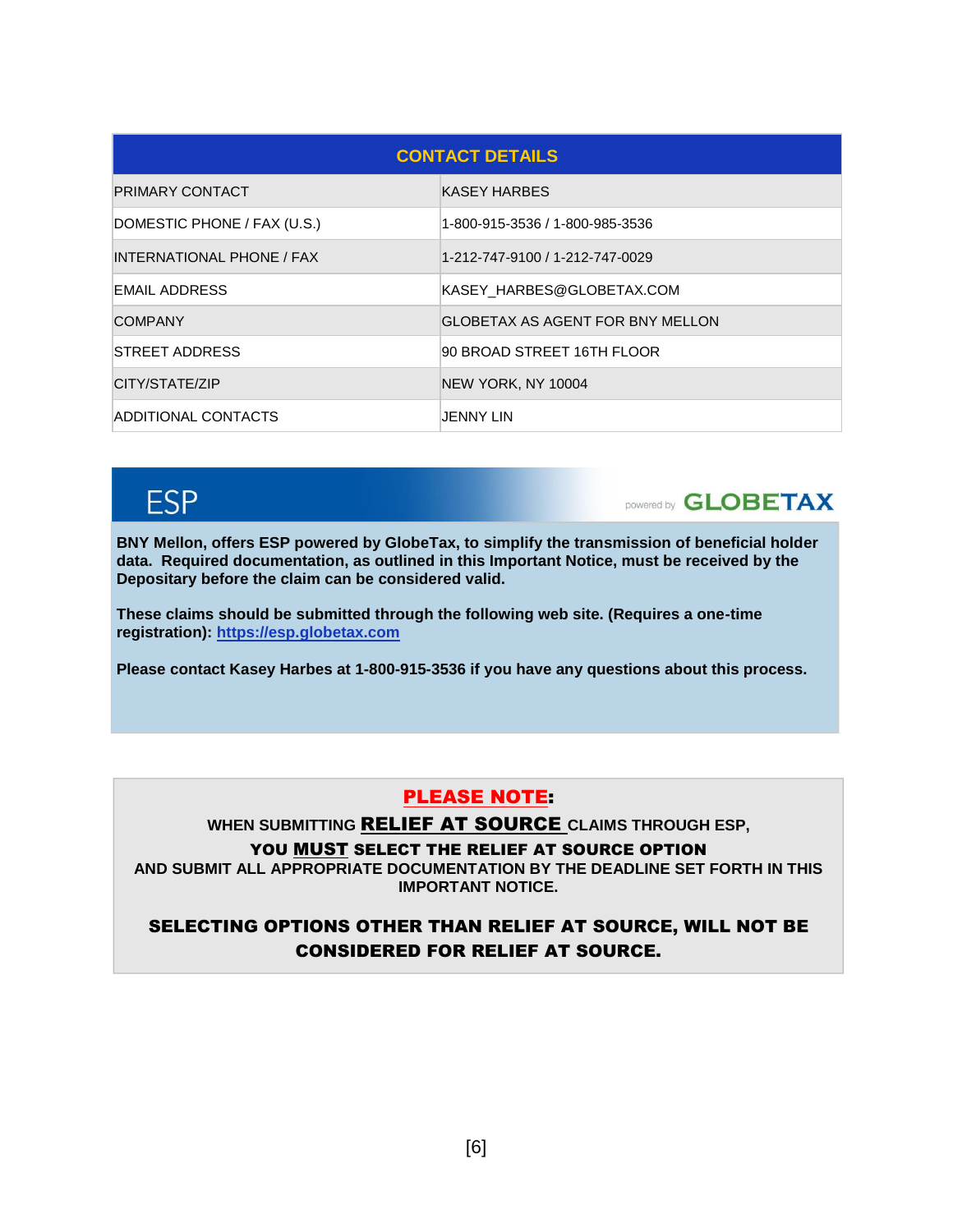| CONTACT DETAILS | |
|---|---|
| PRIMARY CONTACT | KASEY HARBES |
| DOMESTIC PHONE / FAX (U.S.) | 1-800-915-3536 / 1-800-985-3536 |
| INTERNATIONAL PHONE / FAX | 1-212-747-9100 / 1-212-747-0029 |
| EMAIL ADDRESS | KASEY_HARBES@GLOBETAX.COM |
| COMPANY | GLOBETAX AS AGENT FOR BNY MELLON |
| STREET ADDRESS | 90 BROAD STREET 16TH FLOOR |
| CITY/STATE/ZIP | NEW YORK, NY 10004 |
| ADDITIONAL CONTACTS | JENNY LIN |

## ESP

powered by GLOBETAX

**BNY Mellon, offers ESP powered by GlobeTax, to simplify the transmission of beneficial holder data. Required documentation, as outlined in this Important Notice, must be received by the Depositary before the claim can be considered valid.**

**These claims should be submitted through the following web site. (Requires a one-time registration): https://esp.globetax.com**

**Please contact Kasey Harbes at 1-800-915-3536 if you have any questions about this process.**

**PLEASE NOTE:**

**WHEN SUBMITTING RELIEF AT SOURCE CLAIMS THROUGH ESP,**
**YOU MUST SELECT THE RELIEF AT SOURCE OPTION**
**AND SUBMIT ALL APPROPRIATE DOCUMENTATION BY THE DEADLINE SET FORTH IN THIS IMPORTANT NOTICE.**

**SELECTING OPTIONS OTHER THAN RELIEF AT SOURCE, WILL NOT BE CONSIDERED FOR RELIEF AT SOURCE.**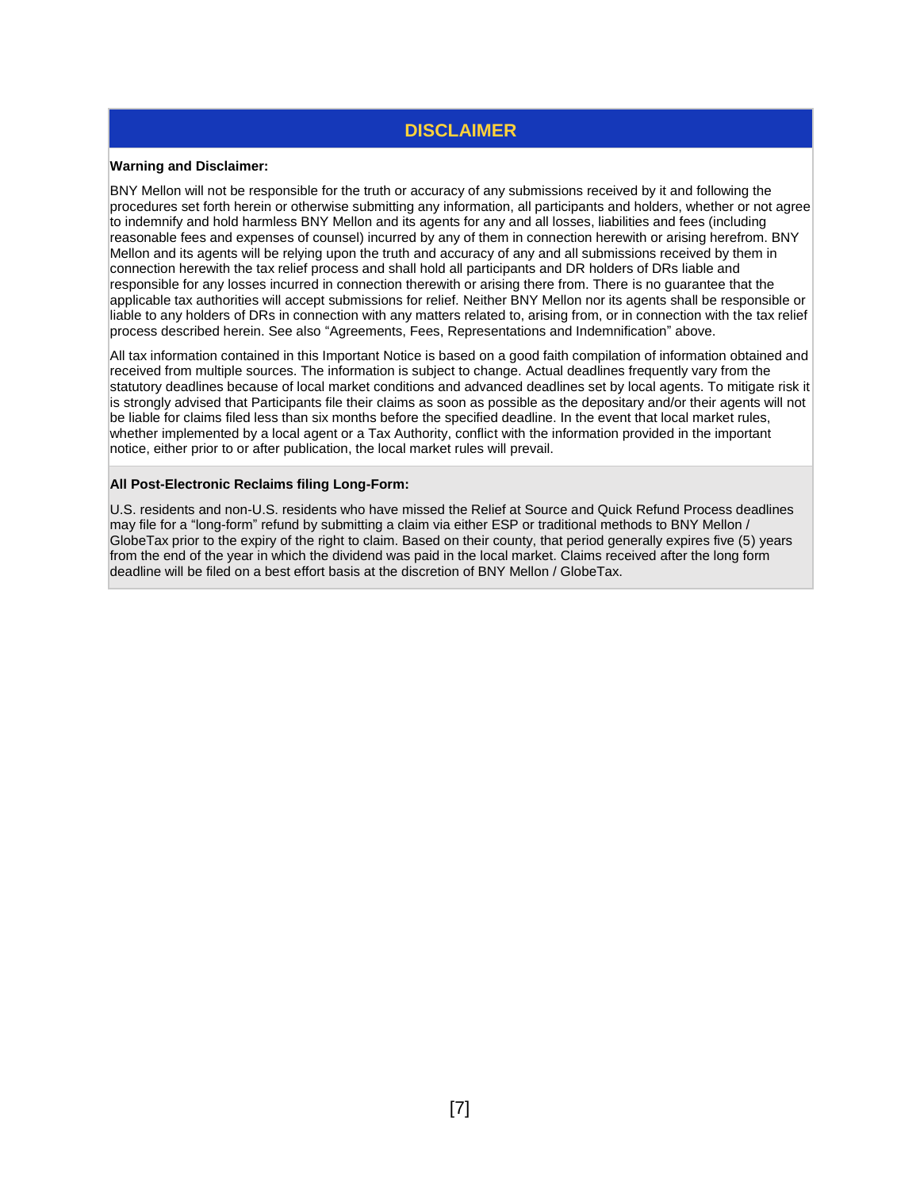## DISCLAIMER

**Warning and Disclaimer:**

BNY Mellon will not be responsible for the truth or accuracy of any submissions received by it and following the procedures set forth herein or otherwise submitting any information, all participants and holders, whether or not agree to indemnify and hold harmless BNY Mellon and its agents for any and all losses, liabilities and fees (including reasonable fees and expenses of counsel) incurred by any of them in connection herewith or arising herefrom. BNY Mellon and its agents will be relying upon the truth and accuracy of any and all submissions received by them in connection herewith the tax relief process and shall hold all participants and DR holders of DRs liable and responsible for any losses incurred in connection therewith or arising there from. There is no guarantee that the applicable tax authorities will accept submissions for relief. Neither BNY Mellon nor its agents shall be responsible or liable to any holders of DRs in connection with any matters related to, arising from, or in connection with the tax relief process described herein. See also "Agreements, Fees, Representations and Indemnification" above.

All tax information contained in this Important Notice is based on a good faith compilation of information obtained and received from multiple sources. The information is subject to change. Actual deadlines frequently vary from the statutory deadlines because of local market conditions and advanced deadlines set by local agents. To mitigate risk it is strongly advised that Participants file their claims as soon as possible as the depositary and/or their agents will not be liable for claims filed less than six months before the specified deadline. In the event that local market rules, whether implemented by a local agent or a Tax Authority, conflict with the information provided in the important notice, either prior to or after publication, the local market rules will prevail.

**All Post-Electronic Reclaims filing Long-Form:**

U.S. residents and non-U.S. residents who have missed the Relief at Source and Quick Refund Process deadlines may file for a "long-form" refund by submitting a claim via either ESP or traditional methods to BNY Mellon / GlobeTax prior to the expiry of the right to claim. Based on their county, that period generally expires five (5) years from the end of the year in which the dividend was paid in the local market. Claims received after the long form deadline will be filed on a best effort basis at the discretion of BNY Mellon / GlobeTax.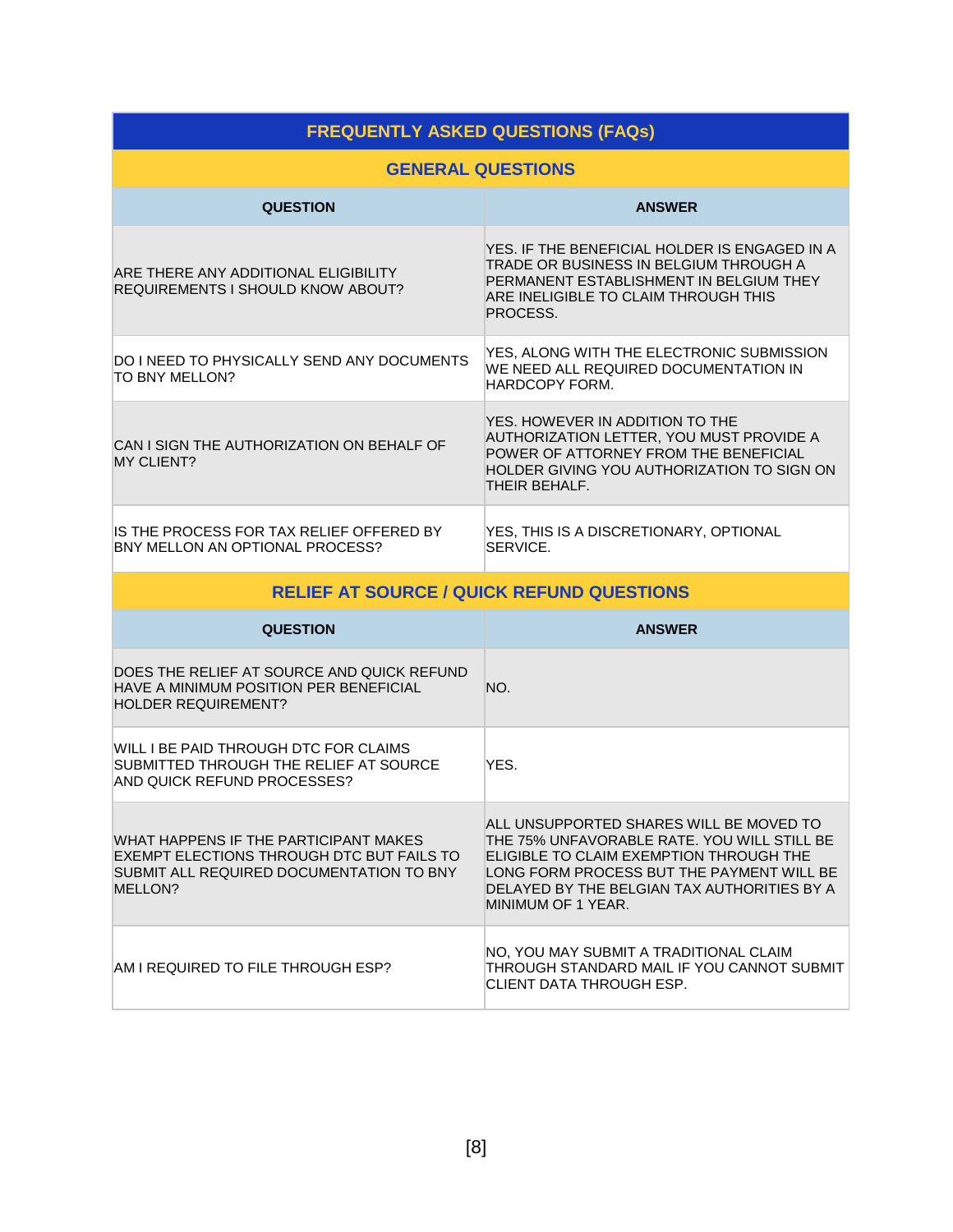## FREQUENTLY ASKED QUESTIONS (FAQs)

### GENERAL QUESTIONS

| QUESTION | ANSWER |
|---|---|
| ARE THERE ANY ADDITIONAL ELIGIBILITY REQUIREMENTS I SHOULD KNOW ABOUT? | YES. IF THE BENEFICIAL HOLDER IS ENGAGED IN A TRADE OR BUSINESS IN BELGIUM THROUGH A PERMANENT ESTABLISHMENT IN BELGIUM THEY ARE INELIGIBLE TO CLAIM THROUGH THIS PROCESS. |
| DO I NEED TO PHYSICALLY SEND ANY DOCUMENTS TO BNY MELLON? | YES, ALONG WITH THE ELECTRONIC SUBMISSION WE NEED ALL REQUIRED DOCUMENTATION IN HARDCOPY FORM. |
| CAN I SIGN THE AUTHORIZATION ON BEHALF OF MY CLIENT? | YES. HOWEVER IN ADDITION TO THE AUTHORIZATION LETTER, YOU MUST PROVIDE A POWER OF ATTORNEY FROM THE BENEFICIAL HOLDER GIVING YOU AUTHORIZATION TO SIGN ON THEIR BEHALF. |
| IS THE PROCESS FOR TAX RELIEF OFFERED BY BNY MELLON AN OPTIONAL PROCESS? | YES, THIS IS A DISCRETIONARY, OPTIONAL SERVICE. |

### RELIEF AT SOURCE / QUICK REFUND QUESTIONS

| QUESTION | ANSWER |
|---|---|
| DOES THE RELIEF AT SOURCE AND QUICK REFUND HAVE A MINIMUM POSITION PER BENEFICIAL HOLDER REQUIREMENT? | NO. |
| WILL I BE PAID THROUGH DTC FOR CLAIMS SUBMITTED THROUGH THE RELIEF AT SOURCE AND QUICK REFUND PROCESSES? | YES. |
| WHAT HAPPENS IF THE PARTICIPANT MAKES EXEMPT ELECTIONS THROUGH DTC BUT FAILS TO SUBMIT ALL REQUIRED DOCUMENTATION TO BNY MELLON? | ALL UNSUPPORTED SHARES WILL BE MOVED TO THE 75% UNFAVORABLE RATE. YOU WILL STILL BE ELIGIBLE TO CLAIM EXEMPTION THROUGH THE LONG FORM PROCESS BUT THE PAYMENT WILL BE DELAYED BY THE BELGIAN TAX AUTHORITIES BY A MINIMUM OF 1 YEAR. |
| AM I REQUIRED TO FILE THROUGH ESP? | NO, YOU MAY SUBMIT A TRADITIONAL CLAIM THROUGH STANDARD MAIL IF YOU CANNOT SUBMIT CLIENT DATA THROUGH ESP. |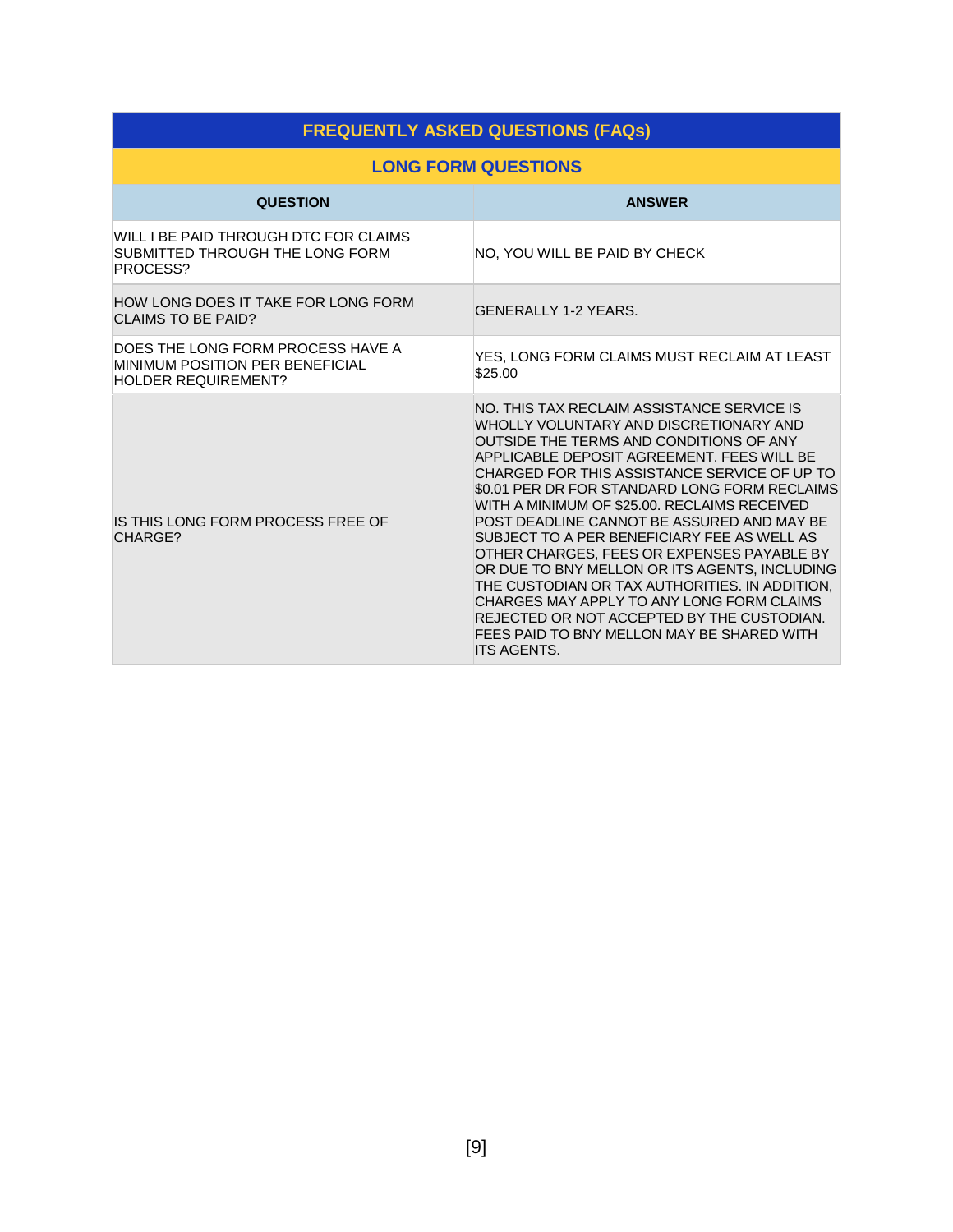## FREQUENTLY ASKED QUESTIONS (FAQs)

### LONG FORM QUESTIONS

| QUESTION | ANSWER |
|---|---|
| WILL I BE PAID THROUGH DTC FOR CLAIMS SUBMITTED THROUGH THE LONG FORM PROCESS? | NO, YOU WILL BE PAID BY CHECK |
| HOW LONG DOES IT TAKE FOR LONG FORM CLAIMS TO BE PAID? | GENERALLY 1-2 YEARS. |
| DOES THE LONG FORM PROCESS HAVE A MINIMUM POSITION PER BENEFICIAL HOLDER REQUIREMENT? | YES, LONG FORM CLAIMS MUST RECLAIM AT LEAST $25.00 |
| IS THIS LONG FORM PROCESS FREE OF CHARGE? | NO. THIS TAX RECLAIM ASSISTANCE SERVICE IS WHOLLY VOLUNTARY AND DISCRETIONARY AND OUTSIDE THE TERMS AND CONDITIONS OF ANY APPLICABLE DEPOSIT AGREEMENT. FEES WILL BE CHARGED FOR THIS ASSISTANCE SERVICE OF UP TO $0.01 PER DR FOR STANDARD LONG FORM RECLAIMS WITH A MINIMUM OF $25.00. RECLAIMS RECEIVED POST DEADLINE CANNOT BE ASSURED AND MAY BE SUBJECT TO A PER BENEFICIARY FEE AS WELL AS OTHER CHARGES, FEES OR EXPENSES PAYABLE BY OR DUE TO BNY MELLON OR ITS AGENTS, INCLUDING THE CUSTODIAN OR TAX AUTHORITIES. IN ADDITION, CHARGES MAY APPLY TO ANY LONG FORM CLAIMS REJECTED OR NOT ACCEPTED BY THE CUSTODIAN. FEES PAID TO BNY MELLON MAY BE SHARED WITH ITS AGENTS. |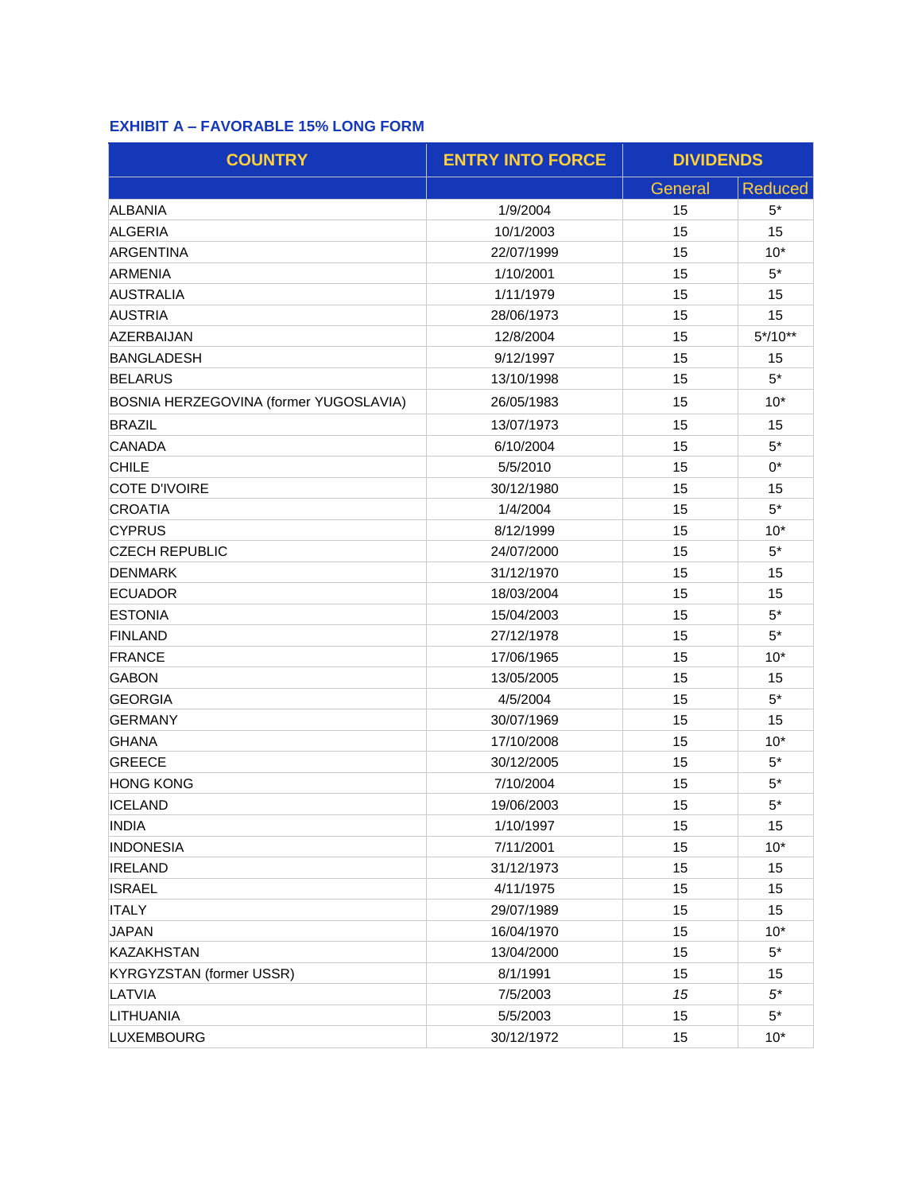### EXHIBIT A – FAVORABLE 15% LONG FORM

| COUNTRY | ENTRY INTO FORCE | DIVIDENDS | |
|---|---|---|---|
| | | General | Reduced |
| ALBANIA | 1/9/2004 | 15 | 5* |
| ALGERIA | 10/1/2003 | 15 | 15 |
| ARGENTINA | 22/07/1999 | 15 | 10* |
| ARMENIA | 1/10/2001 | 15 | 5* |
| AUSTRALIA | 1/11/1979 | 15 | 15 |
| AUSTRIA | 28/06/1973 | 15 | 15 |
| AZERBAIJAN | 12/8/2004 | 15 | 5*/10** |
| BANGLADESH | 9/12/1997 | 15 | 15 |
| BELARUS | 13/10/1998 | 15 | 5* |
| BOSNIA HERZEGOVINA (former YUGOSLAVIA) | 26/05/1983 | 15 | 10* |
| BRAZIL | 13/07/1973 | 15 | 15 |
| CANADA | 6/10/2004 | 15 | 5* |
| CHILE | 5/5/2010 | 15 | 0* |
| COTE D'IVOIRE | 30/12/1980 | 15 | 15 |
| CROATIA | 1/4/2004 | 15 | 5* |
| CYPRUS | 8/12/1999 | 15 | 10* |
| CZECH REPUBLIC | 24/07/2000 | 15 | 5* |
| DENMARK | 31/12/1970 | 15 | 15 |
| ECUADOR | 18/03/2004 | 15 | 15 |
| ESTONIA | 15/04/2003 | 15 | 5* |
| FINLAND | 27/12/1978 | 15 | 5* |
| FRANCE | 17/06/1965 | 15 | 10* |
| GABON | 13/05/2005 | 15 | 15 |
| GEORGIA | 4/5/2004 | 15 | 5* |
| GERMANY | 30/07/1969 | 15 | 15 |
| GHANA | 17/10/2008 | 15 | 10* |
| GREECE | 30/12/2005 | 15 | 5* |
| HONG KONG | 7/10/2004 | 15 | 5* |
| ICELAND | 19/06/2003 | 15 | 5* |
| INDIA | 1/10/1997 | 15 | 15 |
| INDONESIA | 7/11/2001 | 15 | 10* |
| IRELAND | 31/12/1973 | 15 | 15 |
| ISRAEL | 4/11/1975 | 15 | 15 |
| ITALY | 29/07/1989 | 15 | 15 |
| JAPAN | 16/04/1970 | 15 | 10* |
| KAZAKHSTAN | 13/04/2000 | 15 | 5* |
| KYRGYZSTAN (former USSR) | 8/1/1991 | 15 | 15 |
| LATVIA | 7/5/2003 | *15* | *5** |
| LITHUANIA | 5/5/2003 | 15 | 5* |
| LUXEMBOURG | 30/12/1972 | 15 | 10* |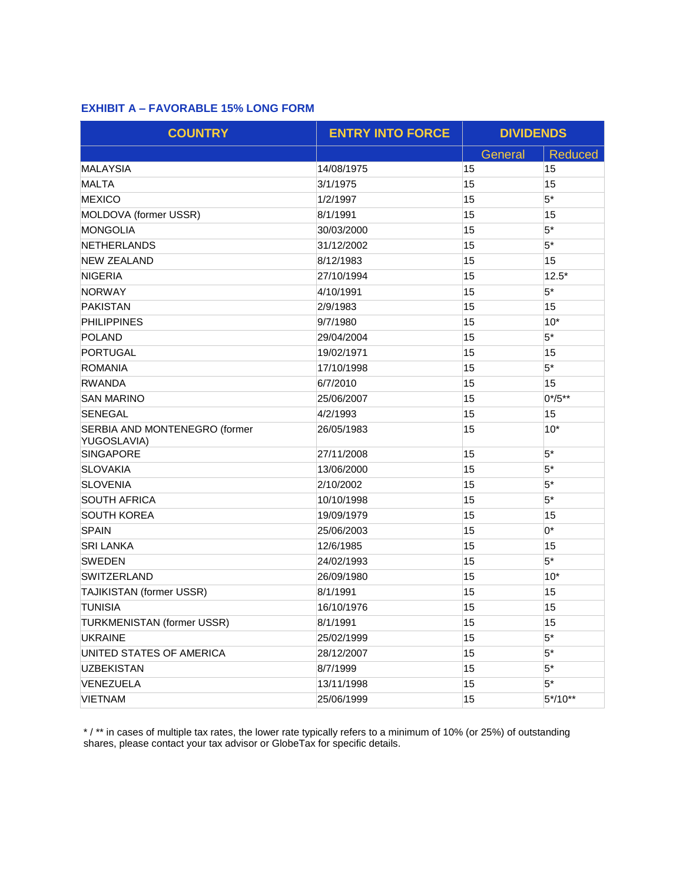### EXHIBIT A – FAVORABLE 15% LONG FORM

| COUNTRY | ENTRY INTO FORCE | DIVIDENDS | |
|---|---|---|---|
| | | General | Reduced |
| MALAYSIA | 14/08/1975 | 15 | 15 |
| MALTA | 3/1/1975 | 15 | 15 |
| MEXICO | 1/2/1997 | 15 | 5* |
| MOLDOVA (former USSR) | 8/1/1991 | 15 | 15 |
| MONGOLIA | 30/03/2000 | 15 | 5* |
| NETHERLANDS | 31/12/2002 | 15 | 5* |
| NEW ZEALAND | 8/12/1983 | 15 | 15 |
| NIGERIA | 27/10/1994 | 15 | 12.5* |
| NORWAY | 4/10/1991 | 15 | 5* |
| PAKISTAN | 2/9/1983 | 15 | 15 |
| PHILIPPINES | 9/7/1980 | 15 | 10* |
| POLAND | 29/04/2004 | 15 | 5* |
| PORTUGAL | 19/02/1971 | 15 | 15 |
| ROMANIA | 17/10/1998 | 15 | 5* |
| RWANDA | 6/7/2010 | 15 | 15 |
| SAN MARINO | 25/06/2007 | 15 | 0*/5** |
| SENEGAL | 4/2/1993 | 15 | 15 |
| SERBIA AND MONTENEGRO (former YUGOSLAVIA) | 26/05/1983 | 15 | 10* |
| SINGAPORE | 27/11/2008 | 15 | 5* |
| SLOVAKIA | 13/06/2000 | 15 | 5* |
| SLOVENIA | 2/10/2002 | 15 | 5* |
| SOUTH AFRICA | 10/10/1998 | 15 | 5* |
| SOUTH KOREA | 19/09/1979 | 15 | 15 |
| SPAIN | 25/06/2003 | 15 | 0* |
| SRI LANKA | 12/6/1985 | 15 | 15 |
| SWEDEN | 24/02/1993 | 15 | 5* |
| SWITZERLAND | 26/09/1980 | 15 | 10* |
| TAJIKISTAN (former USSR) | 8/1/1991 | 15 | 15 |
| TUNISIA | 16/10/1976 | 15 | 15 |
| TURKMENISTAN (former USSR) | 8/1/1991 | 15 | 15 |
| UKRAINE | 25/02/1999 | 15 | 5* |
| UNITED STATES OF AMERICA | 28/12/2007 | 15 | 5* |
| UZBEKISTAN | 8/7/1999 | 15 | 5* |
| VENEZUELA | 13/11/1998 | 15 | 5* |
| VIETNAM | 25/06/1999 | 15 | 5*/10** |

* / ** in cases of multiple tax rates, the lower rate typically refers to a minimum of 10% (or 25%) of outstanding shares, please contact your tax advisor or GlobeTax for specific details.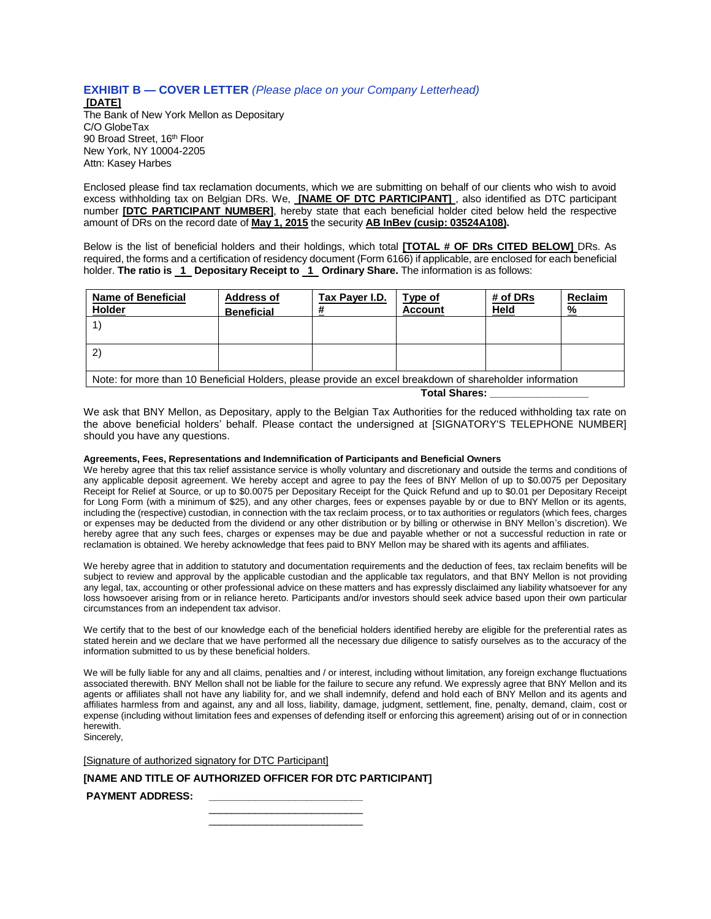## EXHIBIT B — COVER LETTER *(Please place on your Company Letterhead)*

**[DATE]**

The Bank of New York Mellon as Depositary
C/O GlobeTax
90 Broad Street, 16th Floor
New York, NY 10004-2205
Attn: Kasey Harbes

Enclosed please find tax reclamation documents, which we are submitting on behalf of our clients who wish to avoid excess withholding tax on Belgian DRs. We, **[NAME OF DTC PARTICIPANT]**, also identified as DTC participant number **[DTC PARTICIPANT NUMBER]**, hereby state that each beneficial holder cited below held the respective amount of DRs on the record date of **May 1, 2015** the security **AB InBev (cusip: 03524A108).**

Below is the list of beneficial holders and their holdings, which total **[TOTAL # OF DRs CITED BELOW]** DRs. As required, the forms and a certification of residency document (Form 6166) if applicable, are enclosed for each beneficial holder. **The ratio is 1 Depositary Receipt to 1 Ordinary Share.** The information is as follows:

| Name of Beneficial Holder | Address of Beneficial | Tax Payer I.D. # | Type of Account | # of DRs Held | Reclaim % |
|---|---|---|---|---|---|
| 1) | | | | | |
| 2) | | | | | |
| Note: for more than 10 Beneficial Holders, please provide an excel breakdown of shareholder information | | | | | |

**Total Shares: ________________**

We ask that BNY Mellon, as Depositary, apply to the Belgian Tax Authorities for the reduced withholding tax rate on the above beneficial holders' behalf. Please contact the undersigned at [SIGNATORY'S TELEPHONE NUMBER] should you have any questions.

**Agreements, Fees, Representations and Indemnification of Participants and Beneficial Owners**

We hereby agree that this tax relief assistance service is wholly voluntary and discretionary and outside the terms and conditions of any applicable deposit agreement. We hereby accept and agree to pay the fees of BNY Mellon of up to $0.0075 per Depositary Receipt for Relief at Source, or up to $0.0075 per Depositary Receipt for the Quick Refund and up to $0.01 per Depositary Receipt for Long Form (with a minimum of $25), and any other charges, fees or expenses payable by or due to BNY Mellon or its agents, including the (respective) custodian, in connection with the tax reclaim process, or to tax authorities or regulators (which fees, charges or expenses may be deducted from the dividend or any other distribution or by billing or otherwise in BNY Mellon's discretion). We hereby agree that any such fees, charges or expenses may be due and payable whether or not a successful reduction in rate or reclamation is obtained. We hereby acknowledge that fees paid to BNY Mellon may be shared with its agents and affiliates.

We hereby agree that in addition to statutory and documentation requirements and the deduction of fees, tax reclaim benefits will be subject to review and approval by the applicable custodian and the applicable tax regulators, and that BNY Mellon is not providing any legal, tax, accounting or other professional advice on these matters and has expressly disclaimed any liability whatsoever for any loss howsoever arising from or in reliance hereto. Participants and/or investors should seek advice based upon their own particular circumstances from an independent tax advisor.

We certify that to the best of our knowledge each of the beneficial holders identified hereby are eligible for the preferential rates as stated herein and we declare that we have performed all the necessary due diligence to satisfy ourselves as to the accuracy of the information submitted to us by these beneficial holders.

We will be fully liable for any and all claims, penalties and / or interest, including without limitation, any foreign exchange fluctuations associated therewith. BNY Mellon shall not be liable for the failure to secure any refund. We expressly agree that BNY Mellon and its agents or affiliates shall not have any liability for, and we shall indemnify, defend and hold each of BNY Mellon and its agents and affiliates harmless from and against, any and all loss, liability, damage, judgment, settlement, fine, penalty, demand, claim, cost or expense (including without limitation fees and expenses of defending itself or enforcing this agreement) arising out of or in connection herewith.

Sincerely,

[Signature of authorized signatory for DTC Participant]

**[NAME AND TITLE OF AUTHORIZED OFFICER FOR DTC PARTICIPANT]**

**PAYMENT ADDRESS:** __________________________
__________________________
__________________________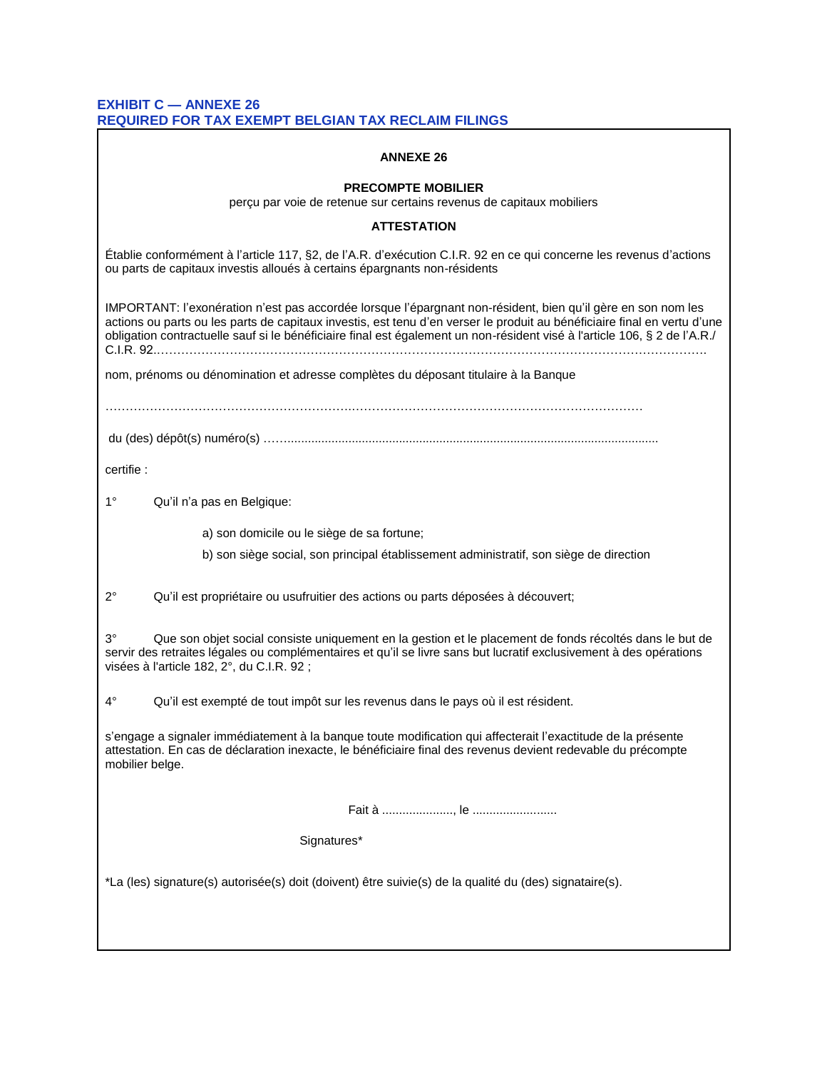**EXHIBIT C — ANNEXE 26**
**REQUIRED FOR TAX EXEMPT BELGIAN TAX RECLAIM FILINGS**

**ANNEXE 26**

**PRECOMPTE MOBILIER**
perçu par voie de retenue sur certains revenus de capitaux mobiliers

**ATTESTATION**

Établie conformément à l'article 117, §2, de l'A.R. d'exécution C.I.R. 92 en ce qui concerne les revenus d'actions ou parts de capitaux investis alloués à certains épargnants non-résidents

IMPORTANT: l'exonération n'est pas accordée lorsque l'épargnant non-résident, bien qu'il gère en son nom les actions ou parts ou les parts de capitaux investis, est tenu d'en verser le produit au bénéficiaire final en vertu d'une obligation contractuelle sauf si le bénéficiaire final est également un non-résident visé à l'article 106, § 2 de l'A.R./ C.I.R. 92.……………………………………………………………………………………………………………….

nom, prénoms ou dénomination et adresse complètes du déposant titulaire à la Banque

………………………………………………………………………………………………………………

du (des) dépôt(s) numéro(s) ……...................................................................................................

certifie :

1° Qu'il n'a pas en Belgique:

a) son domicile ou le siège de sa fortune;

b) son siège social, son principal établissement administratif, son siège de direction

2° Qu'il est propriétaire ou usufruitier des actions ou parts déposées à découvert;

3° Que son objet social consiste uniquement en la gestion et le placement de fonds récoltés dans le but de servir des retraites légales ou complémentaires et qu'il se livre sans but lucratif exclusivement à des opérations visées à l'article 182, 2°, du C.I.R. 92 ;

4° Qu'il est exempté de tout impôt sur les revenus dans le pays où il est résident.

s'engage a signaler immédiatement à la banque toute modification qui affecterait l'exactitude de la présente attestation. En cas de déclaration inexacte, le bénéficiaire final des revenus devient redevable du précompte mobilier belge.

Fait à ...................., le ........................

Signatures*

*La (les) signature(s) autorisée(s) doit (doivent) être suivie(s) de la qualité du (des) signataire(s).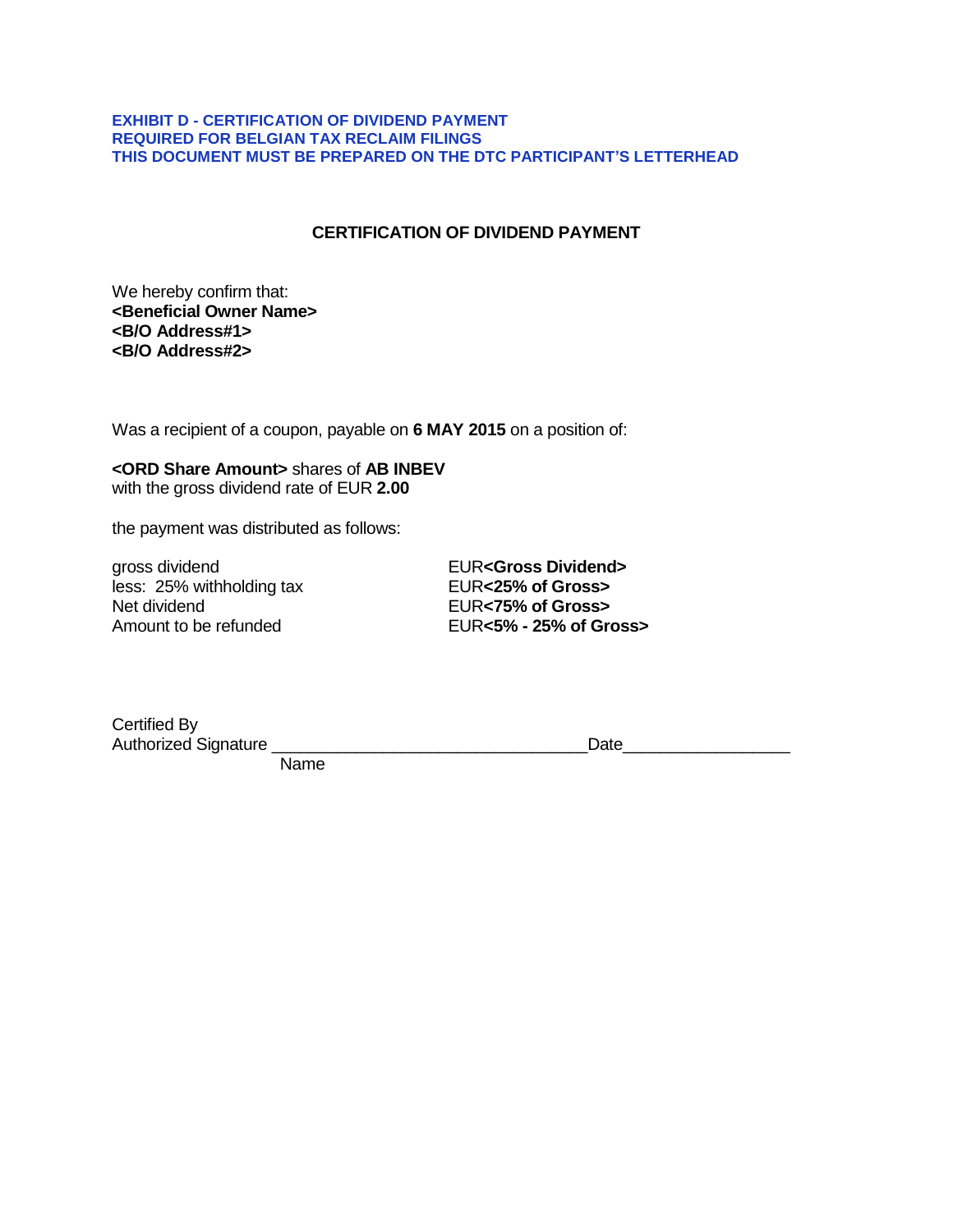**EXHIBIT D - CERTIFICATION OF DIVIDEND PAYMENT**
**REQUIRED FOR BELGIAN TAX RECLAIM FILINGS**
**THIS DOCUMENT MUST BE PREPARED ON THE DTC PARTICIPANT'S LETTERHEAD**

## CERTIFICATION OF DIVIDEND PAYMENT

We hereby confirm that:
**<Beneficial Owner Name>**
**<B/O Address#1>**
**<B/O Address#2>**

Was a recipient of a coupon, payable on **6 MAY 2015** on a position of:

**<ORD Share Amount>** shares of **AB INBEV**
with the gross dividend rate of EUR **2.00**

the payment was distributed as follows:

| | |
|---|---|
| gross dividend | EUR**<Gross Dividend>** |
| less: 25% withholding tax | EUR**<25% of Gross>** |
| Net dividend | EUR**<75% of Gross>** |
| Amount to be refunded | EUR**<5% - 25% of Gross>** |

Certified By
Authorized Signature _________________________________Date_________________
Name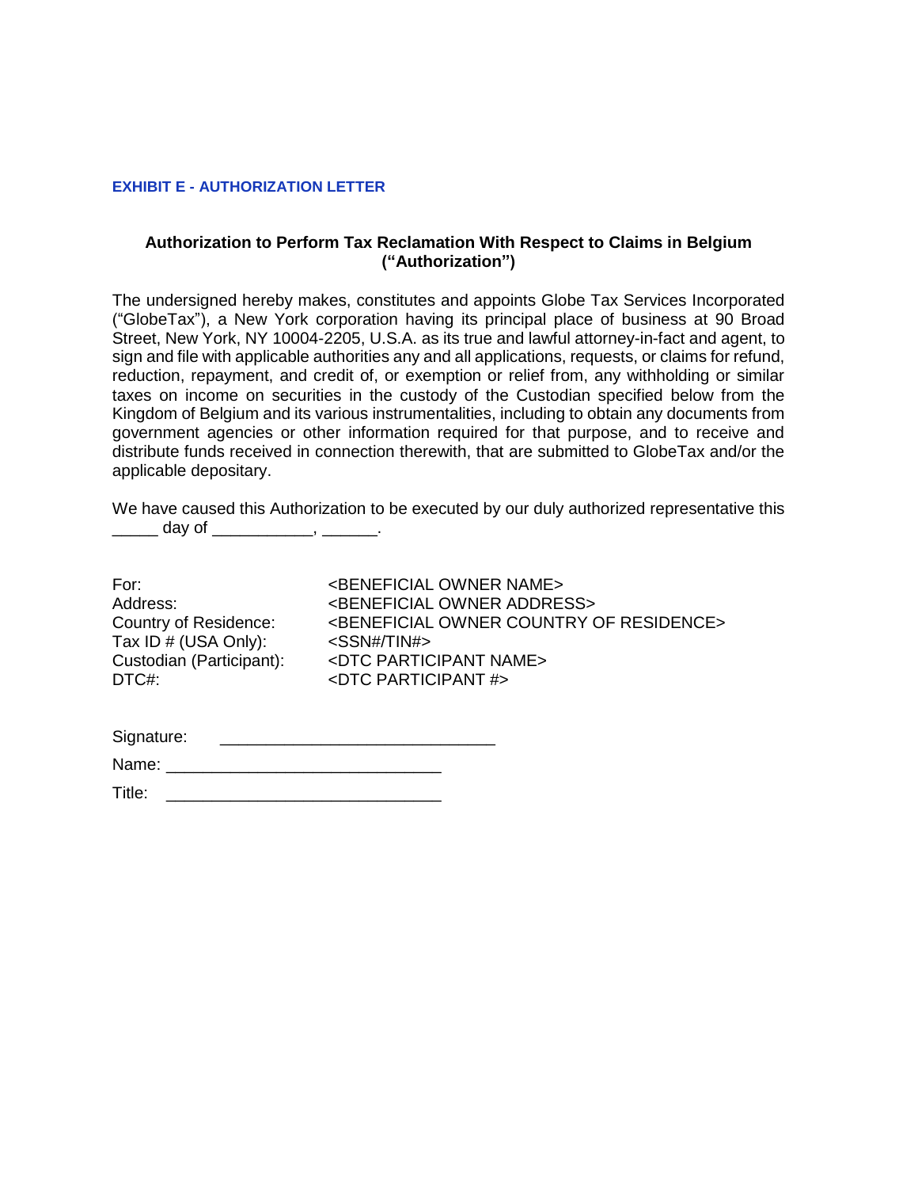**EXHIBIT E - AUTHORIZATION LETTER**

**Authorization to Perform Tax Reclamation With Respect to Claims in Belgium ("Authorization")**

The undersigned hereby makes, constitutes and appoints Globe Tax Services Incorporated ("GlobeTax"), a New York corporation having its principal place of business at 90 Broad Street, New York, NY 10004-2205, U.S.A. as its true and lawful attorney-in-fact and agent, to sign and file with applicable authorities any and all applications, requests, or claims for refund, reduction, repayment, and credit of, or exemption or relief from, any withholding or similar taxes on income on securities in the custody of the Custodian specified below from the Kingdom of Belgium and its various instrumentalities, including to obtain any documents from government agencies or other information required for that purpose, and to receive and distribute funds received in connection therewith, that are submitted to GlobeTax and/or the applicable depositary.

We have caused this Authorization to be executed by our duly authorized representative this _____ day of ___________, ______.

For: <BENEFICIAL OWNER NAME>
Address: <BENEFICIAL OWNER ADDRESS>
Country of Residence: <BENEFICIAL OWNER COUNTRY OF RESIDENCE>
Tax ID # (USA Only): <SSN#/TIN#>
Custodian (Participant): <DTC PARTICIPANT NAME>
DTC#: <DTC PARTICIPANT #>

Signature: _____________________________

Name: _____________________________

Title: _____________________________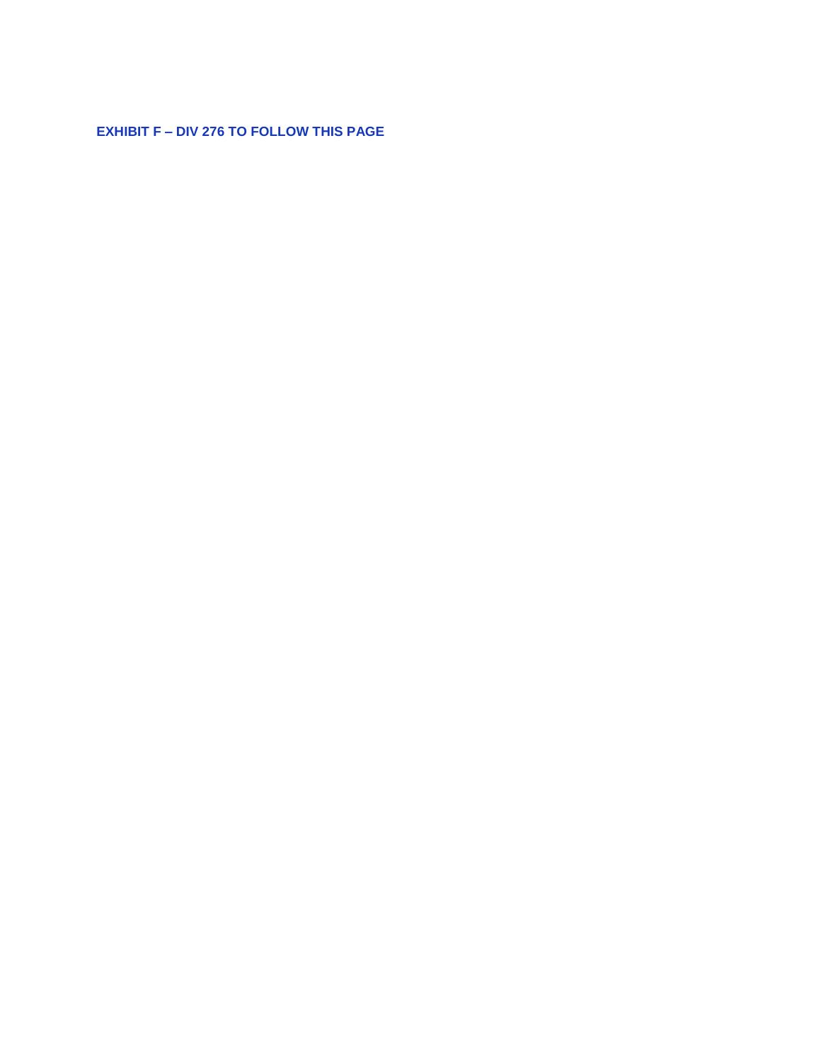**EXHIBIT F – DIV 276 TO FOLLOW THIS PAGE**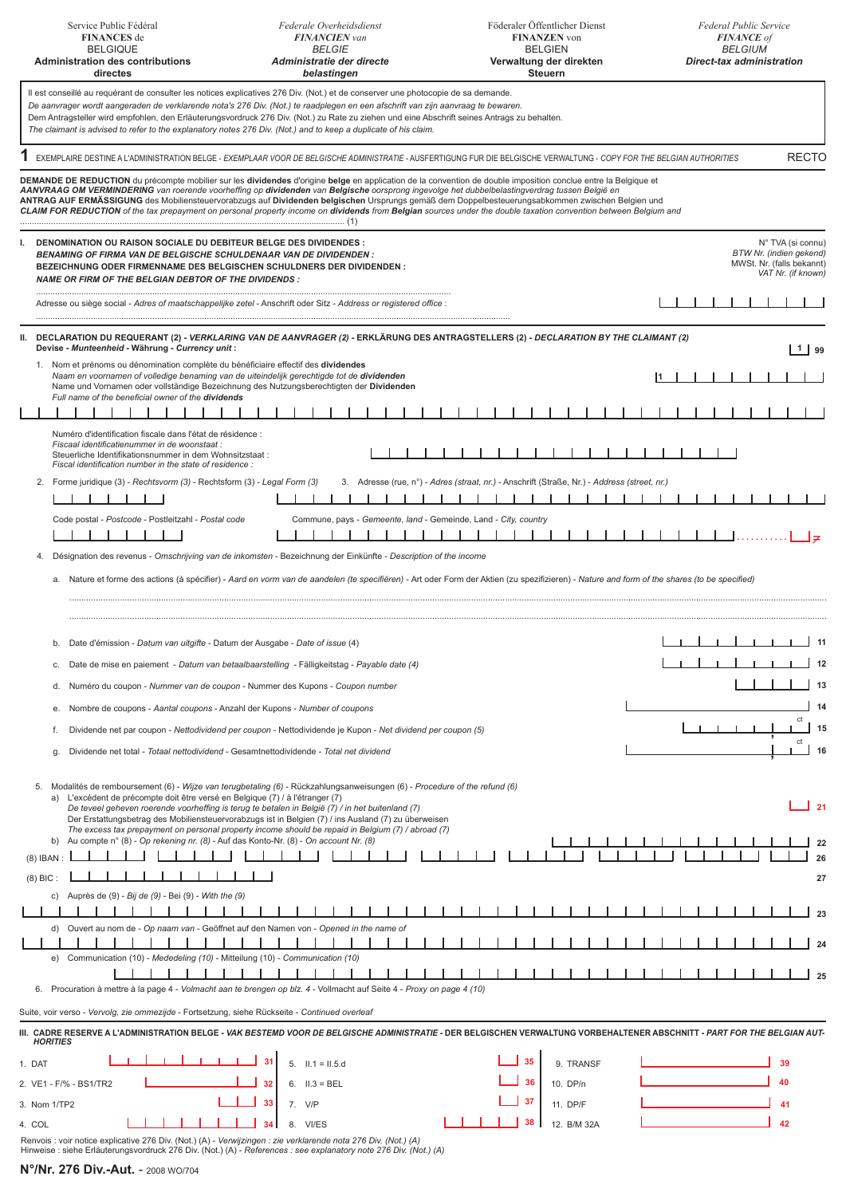| Service Public Fédéral **FINANCES** de BELGIQUE **Administration des contributions directes** | *Federale Overheidsdienst* ***FINANCIEN*** *van BELGIE* ***Administratie der directe belastingen*** | Föderaler Öffentlicher Dienst **FINANZEN** von BELGIEN **Verwaltung der direkten Steuern** | *Federal Public Service* ***FINANCE*** *of BELGIUM* ***Direct-tax administration*** |
|---|---|---|---|

Il est conseillé au requérant de consulter les notices explicatives 276 Div. (Not.) et de conserver une photocopie de sa demande.
*De aanvrager wordt aangeraden de verklarende nota's 276 Div. (Not.) te raadplegen en een afschrift van zijn aanvraag te bewaren.*
Dem Antragsteller wird empfohlen, den Erläuterungsvordruck 276 Div. (Not.) zu Rate zu ziehen und eine Abschrift seines Antrags zu behalten.
*The claimant is advised to refer to the explanatory notes 276 Div. (Not.) and to keep a duplicate of his claim.*

**1** EXEMPLAIRE DESTINE A L'ADMINISTRATION BELGE - *EXEMPLAAR VOOR DE BELGISCHE ADMINISTRATIE* - AUSFERTIGUNG FUR DIE BELGISCHE VERWALTUNG - *COPY FOR THE BELGIAN AUTHORITIES* RECTO

**DEMANDE DE REDUCTION** du précompte mobilier sur les **dividendes** d'origine **belge** en application de la convention de double imposition conclue entre la Belgique et
***AANVRAAG OM VERMINDERING*** *van roerende voorheffing op* ***dividenden*** *van* ***Belgische*** *oorsprong ingevolge het dubbelbelastingverdrag tussen België en*
**ANTRAG AUF ERMÄSSIGUNG** des Mobiliensteuervorabzugs auf **Dividenden belgischen** Ursprungs gemäß dem Doppelbesteuerungsabkommen zwischen Belgien und
***CLAIM FOR REDUCTION*** *of the tax prepayment on personal property income on* ***dividends*** *from* ***Belgian*** *sources under the double taxation convention between Belgium and*
........................................................................ (1)

**I. DENOMINATION OU RAISON SOCIALE DU DEBITEUR BELGE DES DIVIDENDES :**
***BENAMING OF FIRMA VAN DE BELGISCHE SCHULDENAAR VAN DE DIVIDENDEN :***
**BEZEICHNUNG ODER FIRMENNAME DES BELGISCHEN SCHULDNERS DER DIVIDENDEN :**
***NAME OR FIRM OF THE BELGIAN DEBTOR OF THE DIVIDENDS :***

N° TVA (si connu) - *BTW Nr. (indien gekend)* - MWSt. Nr. (falls bekannt) - *VAT Nr. (if known)*

Adresse ou siège social - *Adres of maatschappelijke zetel* - Anschrift oder Sitz - *Address or registered office* :

**II. DECLARATION DU REQUERANT (2)** - ***VERKLARING VAN DE AANVRAGER (2)*** - **ERKLÄRUNG DES ANTRAGSTELLERS (2)** - ***DECLARATION BY THE CLAIMANT (2)***
**Devise** - ***Munteenheid*** - **Währung** - ***Currency unit*** **:** [ 1 ] 99

1. Nom et prénoms ou dénomination complète du bénéficiaire effectif des **dividendes**
   *Naam en voornamen of volledige benaming van de uiteindelijk gerechtigde tot de* ***dividenden***
   Name und Vornamen oder vollständige Bezeichnung des Nutzungsberechtigten der **Dividenden**
   *Full name of the beneficial owner of the* ***dividends*** [1]

   Numéro d'identification fiscale dans l'état de résidence :
   *Fiscaal identificatienummer in de woonstaat :*
   Steuerliche Identifikationsnummer in dem Wohnsitzstaat :
   *Fiscal identification number in the state of residence :*

2. Forme juridique (3) - *Rechtsvorm (3)* - Rechtsform (3) - *Legal Form (3)*
3. Adresse (rue, n°) - *Adres (straat, nr.)* - Anschrift (Straße, Nr.) - *Address (street, nr.)*

   Code postal - *Postcode* - Postleitzahl - *Postal code*
   Commune, pays - *Gemeente, land* - Gemeinde, Land - *City, country* .......... ≠

4. Désignation des revenus - *Omschrijving van de inkomsten* - Bezeichnung der Einkünfte - *Description of the income*

   a. Nature et forme des actions (à spécifier) - *Aard en vorm van de aandelen (te specifiëren)* - Art oder Form der Aktien (zu spezifizieren) - *Nature and form of the shares (to be specified)*

   .......................................................................................................

   .......................................................................................................

   b. Date d'émission - *Datum van uitgifte* - Datum der Ausgabe - *Date of issue* (4) — 11
   c. Date de mise en paiement - *Datum van betaalbaarstelling* - Fälligkeitstag - *Payable date (4)* — 12
   d. Numéro du coupon - *Nummer van de coupon* - Nummer des Kupons - *Coupon number* — 13
   e. Nombre de coupons - *Aantal coupons* - Anzahl der Kupons - *Number of coupons* — 14
   f. Dividende net par coupon - *Nettodividend per coupon* - Nettodividende je Kupon - *Net dividend per coupon (5)* — , ct — 15
   g. Dividende net total - *Totaal nettodividend* - Gesamtnettodividende - *Total net dividend* — , ct — 16

5. Modalités de remboursement (6) - *Wijze van terugbetaling (6)* - Rückzahlungsanweisungen (6) - *Procedure of the refund (6)*
   a) L'excédent de précompte doit être versé en Belgique (7) / à l'étranger (7)
      *De teveel geheven roerende voorheffing is terug te betalen in België (7) / in het buitenland (7)*
      Der Erstattungsbetrag des Mobiliensteuervorabzugs ist in Belgien (7) / ins Ausland (7) zu überweisen
      *The excess tax prepayment on personal property income should be repaid in Belgium (7) / abroad (7)* — 21
   b) Au compte n° (8) - *Op rekening nr. (8)* - Auf das Konto-Nr. (8) - *On account Nr. (8)* — 22
   (8) IBAN : — 26
   (8) BIC : — 27
   c) Auprès de (9) - *Bij de (9)* - Bei (9) - *With the (9)* — 23
   d) Ouvert au nom de - *Op naam van* - Geöffnet auf den Namen von - *Opened in the name of* — 24
   e) Communication (10) - *Mededeling (10)* - Mitteilung (10) - *Communication (10)* — 25

6. Procuration à mettre à la page 4 - *Volmacht aan te brengen op blz. 4* - Vollmacht auf Seite 4 - *Proxy on page 4 (10)*

Suite, voir verso - *Vervolg, zie ommezijde* - Fortsetzung, siehe Rückseite - *Continued overleaf*

**III. CADRE RESERVE A L'ADMINISTRATION BELGE** - ***VAK BESTEMD VOOR DE BELGISCHE ADMINISTRATIE*** - **DER BELGISCHEN VERWALTUNG VORBEHALTENER ABSCHNITT** - ***PART FOR THE BELGIAN AUTHORITIES***

| | | | | | | | |
|---|---|---|---|---|---|---|---|
| 1. DAT | 31 | 5. II.1 = II.5.d | 35 | 9. TRANSF | 39 | | |
| 2. VE1 - F/% - BS1/TR2 | 32 | 6. II.3 = BEL | 36 | 10. DP/n | 40 | | |
| 3. Nom 1/TP2 | 33 | 7. V/P | 37 | 11. DP/F | 41 | | |
| 4. COL | 34 | 8. VI/ES | 38 | 12. B/M 32A | 42 | | |

Renvois : voir notice explicative 276 Div. (Not.) (A) - *Verwijzingen : zie verklarende nota 276 Div. (Not.) (A)*
Hinweise : siehe Erläuterungsvordruck 276 Div. (Not.) (A) - *References : see explanatory note 276 Div. (Not.) (A)*

**N°/Nr. 276 Div.-Aut.** - 2008 WO/704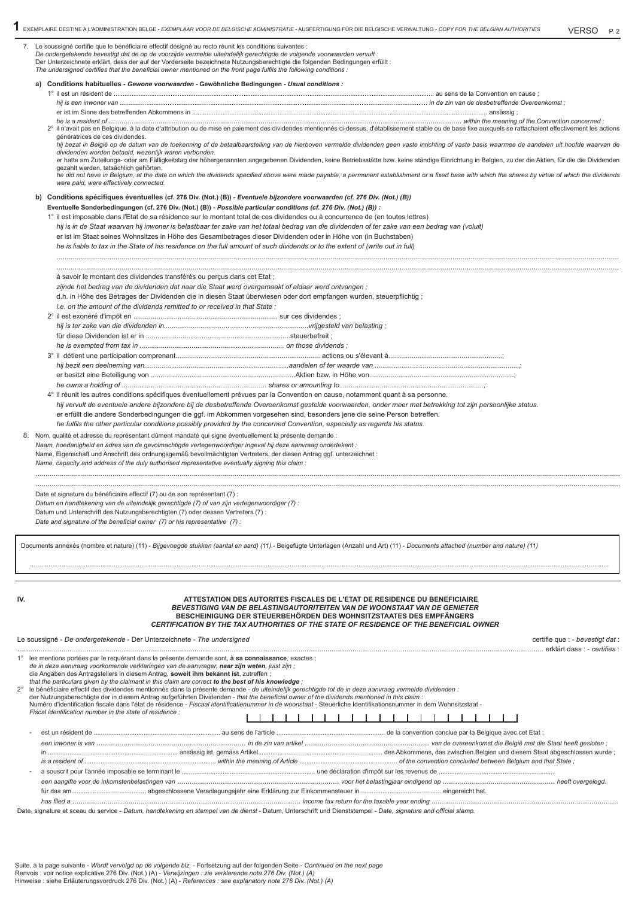7. Le soussigné certifie que le bénéficiaire effectif désigné au recto réunit les conditions suivantes :
*De ondergetekende bevestigt dat de op de voorzijde vermelde uiteindelijk gerechtigde de volgende voorwaarden vervult :*
Der Unterzeichnete erklärt, dass der auf der Vorderseite bezeichnete Nutzungsberechtigte die folgenden Bedingungen erfüllt :
*The undersigned certifies that the beneficial owner mentioned on the front page fulfils the following conditions :*

**a) Conditions habituelles** - ***Gewone voorwaarden*** - **Gewöhnliche Bedingungen** - ***Usual conditions :***

1° il est un résident de ........................................................................................................ au sens de la Convention en cause ;
*hij is een inwoner van ........................................................................................................ in de zin van de desbetreffende Overeenkomst ;*
er ist im Sinne des betreffenden Abkommens in ........................................................................................................ ansässig ;
*he is a resident of ........................................................................................................ within the meaning of the Convention concerned ;*

2° il n'avait pas en Belgique, à la date d'attribution ou de mise en paiement des dividendes mentionnés ci-dessus, d'établissement stable ou de base fixe auxquels se rattachaient effectivement les actions génératrices de ces dividendes.
*hij bezat in België op de datum van de toekenning of de betaalbaarstelling van de hierboven vermelde dividenden geen vaste inrichting of vaste basis waarmee de aandelen uit hoofde waarvan de dividenden worden betaald, wezenlijk waren verbonden.*
er hatte am Zuteilungs- oder am Fälligkeitstag der höhergenannten angegebenen Dividenden, keine Betriebsstätte bzw. keine ständige Einrichtung in Belgien, zu der die Aktien, für die die Dividenden gezahlt werden, tatsächlich gehörten.
*he did not have in Belgium, at the date on which the dividends specified above were made payable, a permanent establishment or a fixed base with which the shares by virtue of which the dividends were paid, were effectively connected.*

**b) Conditions spécifiques éventuelles (cf. 276 Div. (Not.) (B))** - ***Eventuele bijzondere voorwaarden (cf. 276 Div. (Not.) (B))***
**Eventuelle Sonderbedingungen (cf. 276 Div. (Not.) (B))** - ***Possible particular conditions (cf. 276 Div. (Not.) (B)) :***

1° il est imposable dans l'Etat de sa résidence sur le montant total de ces dividendes ou à concurrence de (en toutes lettres)
*hij is in de Staat waarvan hij inwoner is belastbaar ter zake van het totaal bedrag van die dividenden of ter zake van een bedrag van (voluit)*
er ist im Staat seines Wohnsitzes in Höhe des Gesamtbetrages dieser Dividenden oder in Höhe von (in Buchstaben)
*he is liable to tax in the State of his residence on the full amount of such dividends or to the extent of (write out in full)*
........................................................................................................
........................................................................................................
à savoir le montant des dividendes transférés ou perçus dans cet Etat ;
*zijnde het bedrag van de dividenden dat naar die Staat werd overgemaakt of aldaar werd ontvangen ;*
d.h. in Höhe des Betrages der Dividenden die in diesen Staat überwiesen oder dort empfangen wurden, steuerpflichtig ;
*i.e. on the amount of the dividends remitted to or received in that State ;*

2° il est exonéré d'impôt en ............................................ sur ces dividendes ;
*hij is ter zake van die dividenden in............................................vrijgesteld van belasting ;*
für diese Dividenden ist er in ............................................steuerbefreit ;
*he is exempted from tax in ............................................ on those dividends ;*

3° il détient une participation comprenant............................................ actions ou s'élevant à............................................;
*hij bezit een deelneming van............................................aandelen of ter waarde van ............................................;*
er besitzt eine Beteiligung von ............................................Aktien bzw. in Höhe von............................................;
*he owns a holding of ............................................ shares or amounting to............................................;*

4° il réunit les autres conditions spécifiques éventuellement prévues par la Convention en cause, notamment quant à sa personne.
*hij vervult de eventuele andere bijzondere bij de desbetreffende Overeenkomst gestelde voorwaarden, onder meer met betrekking tot zijn persoonlijke status.*
er erfüllt die andere Sonderbedingungen die ggf. im Abkommen vorgesehen sind, besonders jene die seine Person betreffen.
*he fulfils the other particular conditions possibly provided by the concerned Convention, especially as regards his status.*

8. Nom, qualité et adresse du représentant dûment mandaté qui signe éventuellement la présente demande :
*Naam, hoedanigheid en adres van de gevolmachtigde vertegenwoordiger ingeval hij deze aanvraag ondertekent :*
Name, Eigenschaft und Anschrift des ordnungsgemäß bevollmächtigten Vertreters, der diesen Antrag ggf. unterzeichnet :
*Name, capacity and address of the duly authorised representative eventually signing this claim :*
........................................................................................................
........................................................................................................

Date et signature du bénéficiaire effectif (7) ou de son représentant (7) :
*Datum en handtekening van de uiteindelijk gerechtigde (7) of van zijn vertegenwoordiger (7) :*
Datum und Unterschrift des Nutzungsberechtigten (7) oder dessen Vertreters (7) :
*Date and signature of the beneficial owner (7) or his representative (7) :*

Documents annexés (nombre et nature) (11) - *Bijgevoegde stukken (aantal en aard) (11)* - Beigefügte Unterlagen (Anzahl und Art) (11) - *Documents attached (number and nature) (11)*
........................................................................................................

## IV. ATTESTATION DES AUTORITES FISCALES DE L'ETAT DE RESIDENCE DU BENEFICIAIRE
### *BEVESTIGING VAN DE BELASTINGAUTORITEITEN VAN DE WOONSTAAT VAN DE GENIETER*
### BESCHEINIGUNG DER STEUERBEHÖRDEN DES WOHNSITZSTAATES DES EMPFÄNGERS
### *CERTIFICATION BY THE TAX AUTHORITIES OF THE STATE OF RESIDENCE OF THE BENEFICIAL OWNER*

Le soussigné - *De ondergetekende* - Der Unterzeichnete - *The undersigned* certifie que : - *bevestigt dat* :
........................................................................................................ erklärt dass : - *certifies* :

1° les mentions portées par le requérant dans la présente demande sont, **à sa connaissance**, exactes ;
*de in deze aanvraag voorkomende verklaringen van de aanvrager, **naar zijn weten**, juist zijn ;*
die Angaben des Antragstellers in diesem Antrag, **soweit ihm bekannt ist**, zutreffen ;
*that the particulars given by the claimant in this claim are correct **to the best of his knowledge** ;*

2° le bénéficiaire effectif des dividendes mentionnés dans la présente demande - *de uiteindelijk gerechtigde tot de in deze aanvraag vermelde dividenden :*
der Nutzungsberechtigte der in diesem Antrag aufgeführten Dividenden - *that the beneficial owner of the dividends mentioned in this claim :*
Numéro d'identification fiscale dans l'état de résidence - *Fiscaal identificatienummer in de woonstaat* - Steuerliche Identifikationsnummer in dem Wohnsitzstaat -
*Fiscal identification number in the state of residence :* | | | | | | | | | | | | | | | | | | | | |

- est un résident de ............................................ au sens de l'article ............................................ de la convention conclue par la Belgique avec cet Etat ;
*een inwoner is van ............................................ in de zin van artikel ............................................ van de overeenkomst die België met die Staat heeft gesloten ;*
in............................................ ansässig ist, gemäss Artikel............................................ des Abkommens, das zwischen Belgien und diesem Staat abgeschlossen wurde ;
*is a resident of ............................................ within the meaning of Article ............................................ of the convention concluded between Belgium and that State ;*

- a souscrit pour l'année imposable se terminant le ............................................ une déclaration d'impôt sur les revenus de ............................................
*een aangifte voor de inkomstenbelastingen van ............................................ voor het belastingjaar eindigend op ............................................ heeft overgelegd.*
für das am............................................ abgeschlossene Veranlagungsjahr eine Erklärung zur Einkommensteuer in............................................ eingereicht hat.
*has filed a ............................................ income tax return for the taxable year ending ............................................*

Date, signature et sceau du service - *Datum, handtekening en stempel van de dienst* - Datum, Unterschrift und Dienststempel - *Date, signature and official stamp.*

Suite, à la page suivante - *Wordt vervolgd op de volgende blz.* - Fortsetzung auf der folgenden Seite - *Continued on the next page*
Renvois : voir notice explicative 276 Div. (Not.) (A) - *Verwijzingen : zie verklarende nota 276 Div. (Not.) (A)*
Hinweise : siehe Erläuterungsvordruck 276 Div. (Not.) (A) - *References : see explanatory note 276 Div. (Not.) (A)*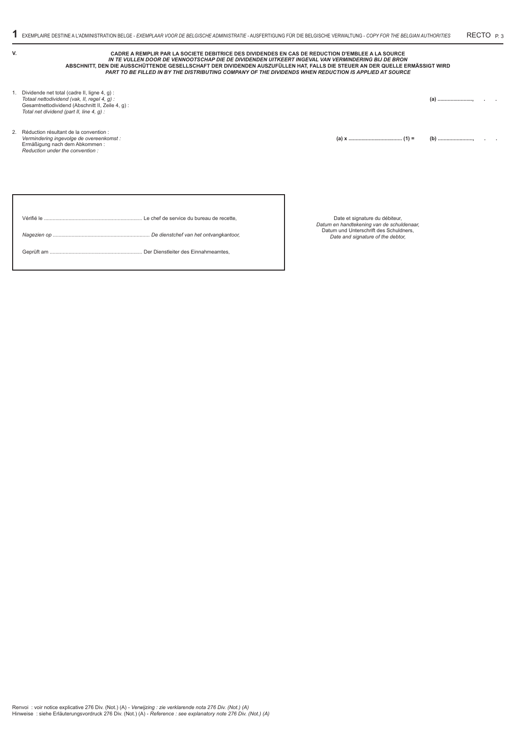**1** EXEMPLAIRE DESTINE A L'ADMINISTRATION BELGE - *EXEMPLAAR VOOR DE BELGISCHE ADMINISTRATIE* - AUSFERTIGUNG FÜR DIE BELGISCHE VERWALTUNG - *COPY FOR THE BELGIAN AUTHORITIES* RECTO P. 3

**V.**

**CADRE A REMPLIR PAR LA SOCIETE DEBITRICE DES DIVIDENDES EN CAS DE REDUCTION D'EMBLEE A LA SOURCE**
***IN TE VULLEN DOOR DE VENNOOTSCHAP DIE DE DIVIDENDEN UITKEERT INGEVAL VAN VERMINDERING BIJ DE BRON***
**ABSCHNITT, DEN DIE AUSSCHÜTTENDE GESELLSCHAFT DER DIVIDENDEN AUSZUFÜLLEN HAT, FALLS DIE STEUER AN DER QUELLE ERMÄSSIGT WIRD**
***PART TO BE FILLED IN BY THE DISTRIBUTING COMPANY OF THE DIVIDENDS WHEN REDUCTION IS APPLIED AT SOURCE***

1. Dividende net total (cadre II, ligne 4, g) :
   *Totaal nettodividend (vak, II, regel 4, g) :*
   Gesamtnettodividend (Abschnitt II, Zeile 4, g) :
   *Total net dividend (part II, line 4, g) :*
   **(a) ......................., . .**

2. Réduction résultant de la convention :
   *Vermindering ingevolge de overeenkomst :*
   Ermäßigung nach dem Abkommen :
   *Reduction under the convention :*
   **(a) x .................................. (1) = (b) ......................., . .**

Vérifié le .................................................................. Le chef de service du bureau de recette,

*Nagezien op .................................................................. De dienstchef van het ontvangkantoor,*

Geprüft am .................................................................. Der Dienstleiter des Einnahmeamtes,

Date et signature du débiteur,
*Datum en handtekening van de schuldenaar,*
Datum und Unterschrift des Schuldners,
*Date and signature of the debtor,*

Renvoi : voir notice explicative 276 Div. (Not.) (A) - *Verwijzing : zie verklarende nota 276 Div. (Not.) (A)*
Hinweise : siehe Erläuterungsvordruck 276 Div. (Not.) (A) - *Reference : see explanatory note 276 Div. (Not.) (A)*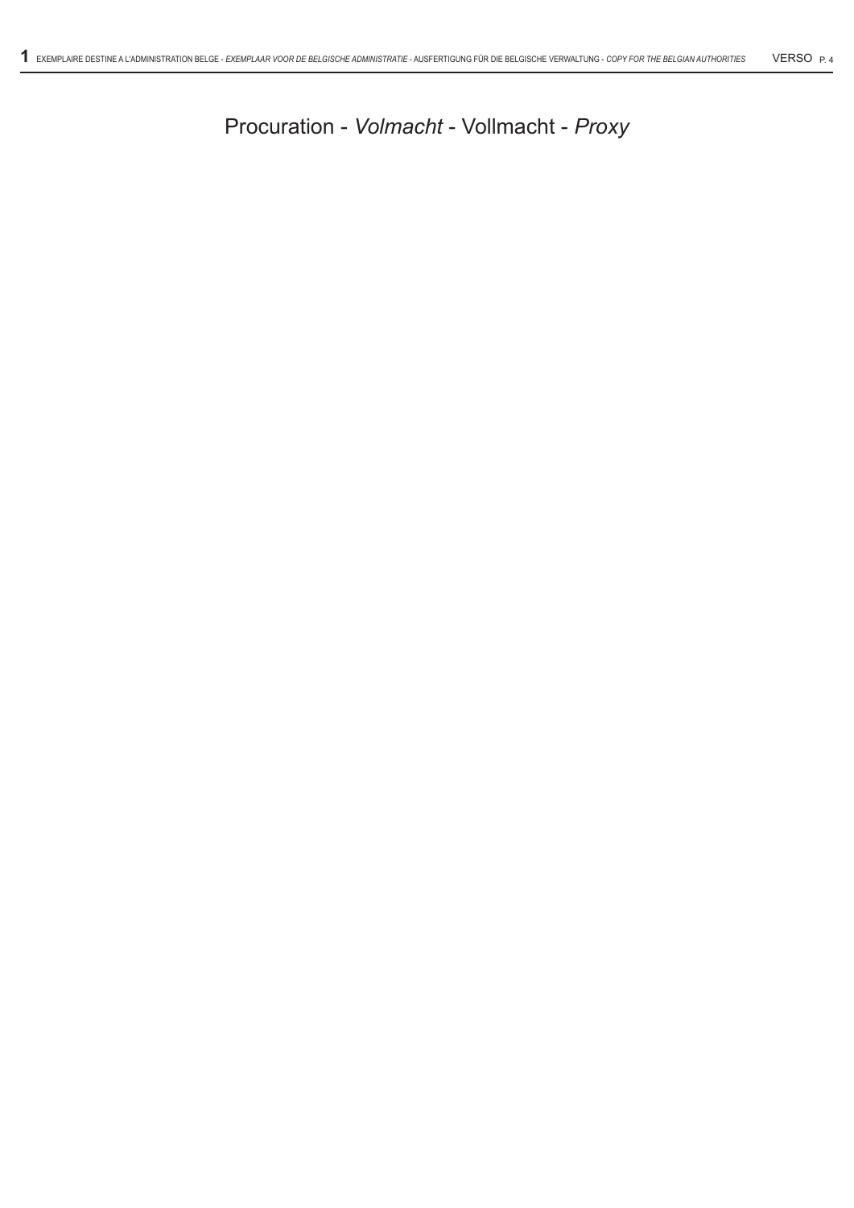# Procuration - *Volmacht* - Vollmacht - *Proxy*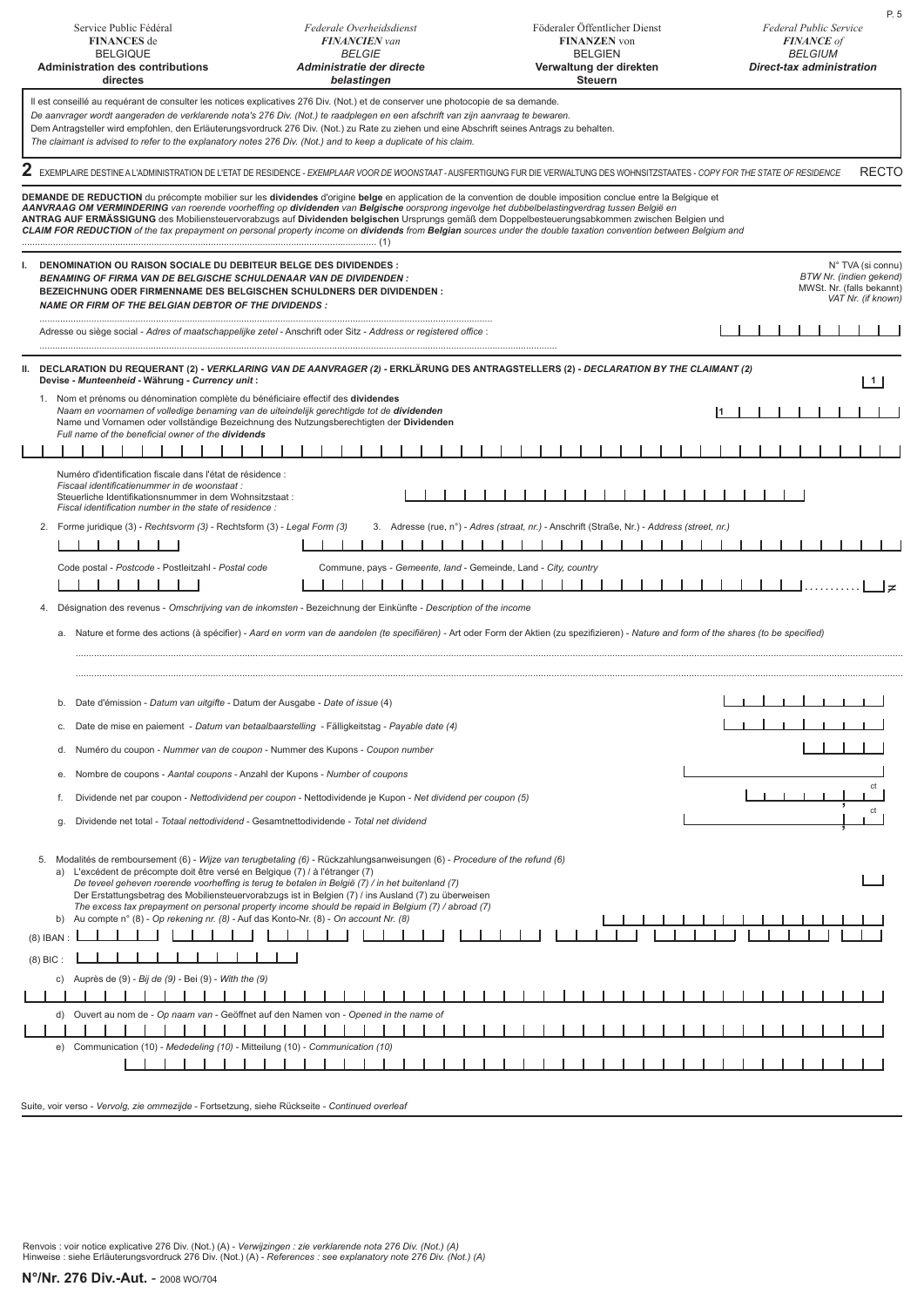Service Public Fédéral
**FINANCES** de
BELGIQUE
**Administration des contributions directes**

*Federale Overheidsdienst*
***FINANCIEN*** *van*
*BELGIE*
***Administratie der directe belastingen***

Föderaler Öffentlicher Dienst
**FINANZEN** von
BELGIEN
**Verwaltung der direkten Steuern**

*Federal Public Service*
***FINANCE*** *of*
*BELGIUM*
***Direct-tax administration***

Il est conseillé au requérant de consulter les notices explicatives 276 Div. (Not.) et de conserver une photocopie de sa demande.
*De aanvrager wordt aangeraden de verklarende nota's 276 Div. (Not.) te raadplegen en een afschrift van zijn aanvraag te bewaren.*
Dem Antragsteller wird empfohlen, den Erläuterungsvordruck 276 Div. (Not.) zu Rate zu ziehen und eine Abschrift seines Antrags zu behalten.
*The claimant is advised to refer to the explanatory notes 276 Div. (Not.) and to keep a duplicate of his claim.*

**2** EXEMPLAIRE DESTINE A L'ADMINISTRATION DE L'ETAT DE RESIDENCE - *EXEMPLAAR VOOR DE WOONSTAAT* - AUSFERTIGUNG FUR DIE VERWALTUNG DES WOHNSITZSTAATES - *COPY FOR THE STATE OF RESIDENCE* — RECTO

**DEMANDE DE REDUCTION** du précompte mobilier sur les **dividendes** d'origine **belge** en application de la convention de double imposition conclue entre la Belgique et
***AANVRAAG OM VERMINDERING*** *van roerende voorheffing op* ***dividenden*** *van* ***Belgische*** *oorsprong ingevolge het dubbelbelastingverdrag tussen België en*
**ANTRAG AUF ERMÄSSIGUNG** des Mobiliensteuervorabzugs auf **Dividenden belgischen** Ursprungs gemäß dem Doppelbesteuerungsabkommen zwischen Belgien und
***CLAIM FOR REDUCTION*** *of the tax prepayment on personal property income on* ***dividends*** *from* ***Belgian*** *sources under the double taxation convention between Belgium and*
.................................................................... (1)

## I. DENOMINATION OU RAISON SOCIALE DU DEBITEUR BELGE DES DIVIDENDES :
***BENAMING OF FIRMA VAN DE BELGISCHE SCHULDENAAR VAN DE DIVIDENDEN :***
**BEZEICHNUNG ODER FIRMENNAME DES BELGISCHEN SCHULDNERS DER DIVIDENDEN :**
***NAME OR FIRM OF THE BELGIAN DEBTOR OF THE DIVIDENDS :***

N° TVA (si connu) - *BTW Nr. (indien gekend)* - MWSt. Nr. (falls bekannt) - *VAT Nr. (if known)*

Adresse ou siège social - *Adres of maatschappelijke zetel* - Anschrift oder Sitz - *Address or registered office* :

## II. DECLARATION DU REQUERANT (2) - *VERKLARING VAN DE AANVRAGER (2)* - ERKLÄRUNG DES ANTRAGSTELLERS (2) - *DECLARATION BY THE CLAIMANT (2)*
**Devise** - ***Munteenheid*** - **Währung** - ***Currency unit*** **:** 1

1. Nom et prénoms ou dénomination complète du bénéficiaire effectif des **dividendes**
   *Naam en voornamen of volledige benaming van de uiteindelijk gerechtigde tot de* ***dividenden***
   Name und Vornamen oder vollständige Bezeichnung des Nutzungsberechtigten der **Dividenden**
   *Full name of the beneficial owner of the* ***dividends*** — 1

   Numéro d'identification fiscale dans l'état de résidence :
   *Fiscaal identificatienummer in de woonstaat :*
   Steuerliche Identifikationsnummer in dem Wohnsitzstaat :
   *Fiscal identification number in the state of residence :*

2. Forme juridique (3) - *Rechtsvorm (3)* - Rechtsform (3) - *Legal Form (3)*

3. Adresse (rue, n°) - *Adres (straat, nr.)* - Anschrift (Straße, Nr.) - *Address (street, nr.)*

   Code postal - *Postcode* - Postleitzahl - *Postal code*

   Commune, pays - *Gemeente, land* - Gemeinde, Land - *City, country* ............ ≠

4. Désignation des revenus - *Omschrijving van de inkomsten* - Bezeichnung der Einkünfte - *Description of the income*

   a. Nature et forme des actions (à spécifier) - *Aard en vorm van de aandelen (te specifiëren)* - Art oder Form der Aktien (zu spezifizieren) - *Nature and form of the shares (to be specified)*

   ....................................................................

   ....................................................................

   b. Date d'émission - *Datum van uitgifte* - Datum der Ausgabe - *Date of issue* (4)

   c. Date de mise en paiement - *Datum van betaalbaarstelling* - Fälligkeitstag - *Payable date (4)*

   d. Numéro du coupon - *Nummer van de coupon* - Nummer des Kupons - *Coupon number*

   e. Nombre de coupons - *Aantal coupons* - Anzahl der Kupons - *Number of coupons*

   f. Dividende net par coupon - *Nettodividend per coupon* - Nettodividende je Kupon - *Net dividend per coupon (5)* — , ct

   g. Dividende net total - *Totaal nettodividend* - Gesamtnettodividende - *Total net dividend* — , ct

5. Modalités de remboursement (6) - *Wijze van terugbetaling (6)* - Rückzahlungsanweisungen (6) - *Procedure of the refund (6)*
   a) L'excédent de précompte doit être versé en Belgique (7) / à l'étranger (7)
   *De teveel geheven roerende voorheffing is terug te betalen in België (7) / in het buitenland (7)*
   Der Erstattungsbetrag des Mobiliensteuervorabzugs ist in Belgien (7) / ins Ausland (7) zu überweisen
   *The excess tax prepayment on personal property income should be repaid in Belgium (7) / abroad (7)*
   b) Au compte n° (8) - *Op rekening nr. (8)* - Auf das Konto-Nr. (8) - *On account Nr. (8)*
   (8) IBAN :
   (8) BIC :
   c) Auprès de (9) - *Bij de (9)* - Bei (9) - *With the (9)*
   d) Ouvert au nom de - *Op naam van* - Geöffnet auf den Namen von - *Opened in the name of*
   e) Communication (10) - *Mededeling (10)* - Mitteilung (10) - *Communication (10)*

Suite, voir verso - *Vervolg, zie ommezijde* - Fortsetzung, siehe Rückseite - *Continued overleaf*

Renvois : voir notice explicative 276 Div. (Not.) (A) - *Verwijzingen : zie verklarende nota 276 Div. (Not.) (A)*
Hinweise : siehe Erläuterungsvordruck 276 Div. (Not.) (A) - *References : see explanatory note 276 Div. (Not.) (A)*

**N°/Nr. 276 Div.-Aut.** - 2008 WO/704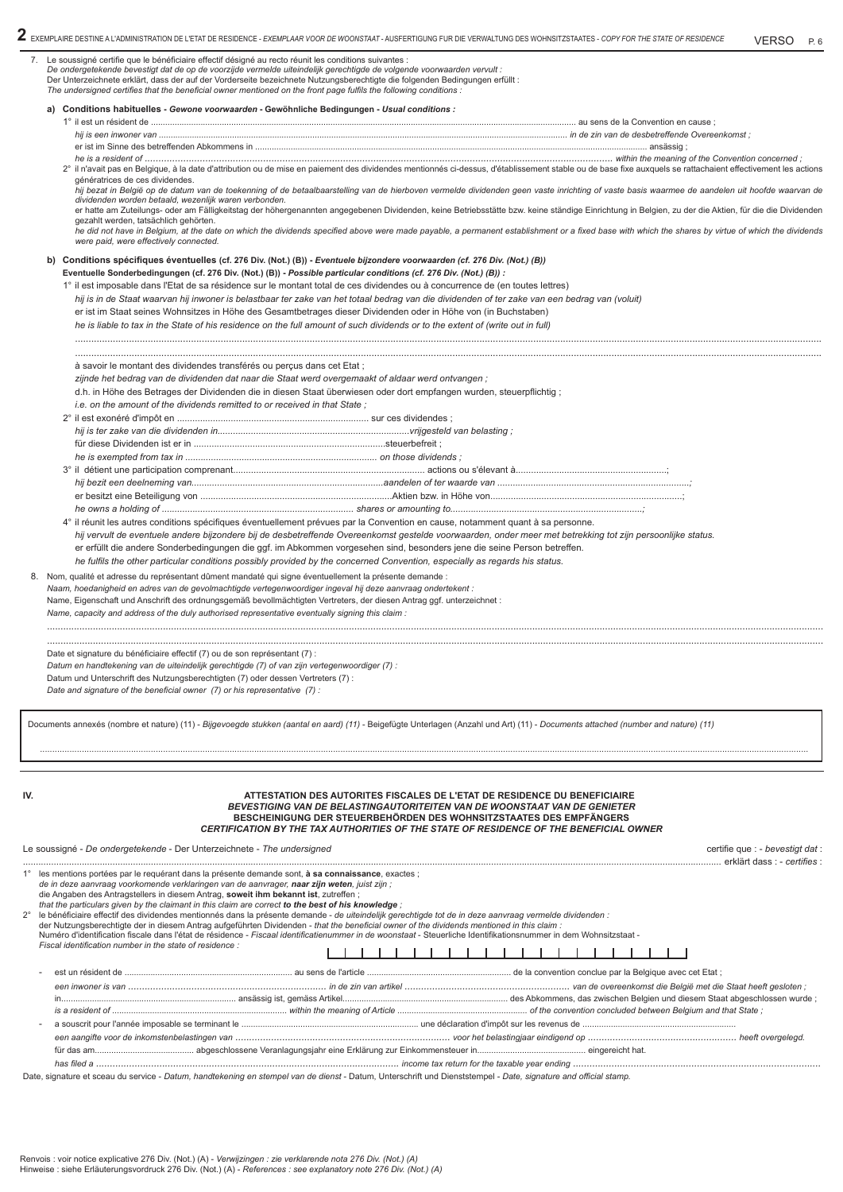7. Le soussigné certifie que le bénéficiaire effectif désigné au recto réunit les conditions suivantes :
*De ondergetekende bevestigt dat de op de voorzijde vermelde uiteindelijk gerechtigde de volgende voorwaarden vervult :*
Der Unterzeichnete erklärt, dass der auf der Vorderseite bezeichnete Nutzungsberechtigte die folgenden Bedingungen erfüllt :
*The undersigned certifies that the beneficial owner mentioned on the front page fulfils the following conditions :*

**a) Conditions habituelles - *Gewone voorwaarden* - Gewöhnliche Bedingungen - *Usual conditions* :**

1° il est un résident de ........................................................................................ au sens de la Convention en cause ;
*hij is een inwoner van ........................................................................................ in de zin van de desbetreffende Overeenkomst ;*
er ist im Sinne des betreffenden Abkommens in ........................................................................................ ansässig ;
*he is a resident of ........................................................................................ within the meaning of the Convention concerned ;*

2° il n'avait pas en Belgique, à la date d'attribution ou de mise en paiement des dividendes mentionnés ci-dessus, d'établissement stable ou de base fixe auxquels se rattachaient effectivement les actions génératrices de ces dividendes.
*hij bezat in België op de datum van de toekenning of de betaalbaarstelling van de hierboven vermelde dividenden geen vaste inrichting of vaste basis waarmee de aandelen uit hoofde waarvan de dividenden worden betaald, wezenlijk waren verbonden.*
er hatte am Zuteilungs- oder am Fälligkeitstag der höhergenannten angegebenen Dividenden, keine Betriebsstätte bzw. keine ständige Einrichtung in Belgien, zu der die Aktien, für die die Dividenden gezahlt werden, tatsächlich gehörten.
*he did not have in Belgium, at the date on which the dividends specified above were made payable, a permanent establishment or a fixed base with which the shares by virtue of which the dividends were paid, were effectively connected.*

**b) Conditions spécifiques éventuelles (cf. 276 Div. (Not.) (B)) - *Eventuele bijzondere voorwaarden (cf. 276 Div. (Not.) (B))***
**Eventuelle Sonderbedingungen (cf. 276 Div. (Not.) (B)) - *Possible particular conditions (cf. 276 Div. (Not.) (B))* :**

1° il est imposable dans l'Etat de sa résidence sur le montant total de ces dividendes ou à concurrence de (en toutes lettres)
*hij is in de Staat waarvan hij inwoner is belastbaar ter zake van het totaal bedrag van die dividenden of ter zake van een bedrag van (voluit)*
er ist im Staat seines Wohnsitzes in Höhe des Gesamtbetrages dieser Dividenden oder in Höhe von (in Buchstaben)
*he is liable to tax in the State of his residence on the full amount of such dividends or to the extent of (write out in full)*
........................................................................................
........................................................................................
à savoir le montant des dividendes transférés ou perçus dans cet Etat ;
*zijnde het bedrag van de dividenden dat naar die Staat werd overgemaakt of aldaar werd ontvangen ;*
d.h. in Höhe des Betrages der Dividenden die in diesen Staat überwiesen oder dort empfangen wurden, steuerpflichtig ;
*i.e. on the amount of the dividends remitted to or received in that State ;*

2° il est exonéré d'impôt en ................................................ sur ces dividendes ;
*hij is ter zake van die dividenden in................................................vrijgesteld van belasting ;*
für diese Dividenden ist er in ................................................steuerbefreit ;
*he is exempted from tax in ................................................ on those dividends ;*

3° il détient une participation comprenant................................................ actions ou s'élevant à................................................;
*hij bezit een deelneming van................................................aandelen of ter waarde van ................................................;*
er besitzt eine Beteiligung von ................................................Aktien bzw. in Höhe von................................................;
*he owns a holding of ................................................ shares or amounting to................................................;*

4° il réunit les autres conditions spécifiques éventuellement prévues par la Convention en cause, notamment quant à sa personne.
*hij vervult de eventuele andere bijzondere bij de desbetreffende Overeenkomst gestelde voorwaarden, onder meer met betrekking tot zijn persoonlijke status.*
er erfüllt die andere Sonderbedingungen die ggf. im Abkommen vorgesehen sind, besonders jene die seine Person betreffen.
*he fulfils the other particular conditions possibly provided by the concerned Convention, especially as regards his status.*

8. Nom, qualité et adresse du représentant dûment mandaté qui signe éventuellement la présente demande :
*Naam, hoedanigheid en adres van de gevolmachtigde vertegenwoordiger ingeval hij deze aanvraag ondertekent :*
Name, Eigenschaft und Anschrift des ordnungsgemäß bevollmächtigten Vertreters, der diesen Antrag ggf. unterzeichnet :
*Name, capacity and address of the duly authorised representative eventually signing this claim :*
........................................................................................
........................................................................................

Date et signature du bénéficiaire effectif (7) ou de son représentant (7) :
*Datum en handtekening van de uiteindelijk gerechtigde (7) of van zijn vertegenwoordiger (7) :*
Datum und Unterschrift des Nutzungsberechtigten (7) oder dessen Vertreters (7) :
*Date and signature of the beneficial owner (7) or his representative (7) :*

Documents annexés (nombre et nature) (11) - *Bijgevoegde stukken (aantal en aard) (11)* - Beigefügte Unterlagen (Anzahl und Art) (11) - *Documents attached (number and nature) (11)*
........................................................................................

## IV. ATTESTATION DES AUTORITES FISCALES DE L'ETAT DE RESIDENCE DU BENEFICIAIRE
***BEVESTIGING VAN DE BELASTINGAUTORITEITEN VAN DE WOONSTAAT VAN DE GENIETER***
**BESCHEINIGUNG DER STEUERBEHÖRDEN DES WOHNSITZSTAATES DES EMPFÄNGERS**
***CERTIFICATION BY THE TAX AUTHORITIES OF THE STATE OF RESIDENCE OF THE BENEFICIAL OWNER***

Le soussigné - *De ondergetekende* - Der Unterzeichnete - *The undersigned* certifie que : - *bevestigt dat* :
........................................................................................ erklärt dass : - *certifies* :

1° les mentions portées par le requérant dans la présente demande sont, **à sa connaissance**, exactes ;
*de in deze aanvraag voorkomende verklaringen van de aanvrager, **naar zijn weten**, juist zijn ;*
die Angaben des Antragstellers in diesem Antrag, **soweit ihm bekannt ist**, zutreffen ;
*that the particulars given by the claimant in this claim are correct **to the best of his knowledge** ;*

2° le bénéficiaire effectif des dividendes mentionnés dans la présente demande - *de uiteindelijk gerechtigde tot de in deze aanvraag vermelde dividenden :*
der Nutzungsberechtigte der in diesem Antrag aufgeführten Dividenden - *that the beneficial owner of the dividends mentioned in this claim :*
Numéro d'identification fiscale dans l'Etat de résidence - *Fiscaal identificatienummer in de woonstaat* - Steuerliche Identifikationsnummer in dem Wohnsitzstaat -
*Fiscal identification number in the state of residence :* |_|_|_|_|_|_|_|_|_|_|_|_|_|_|_|_|_|_|_|_|

- est un résident de ................................ au sens de l'article ................................ de la convention conclue par la Belgique avec cet Etat ;
*een inwoner is van ................................ in de zin van artikel ................................ van de overeenkomst die België met die Staat heeft gesloten ;*
in................................ ansässig ist, gemäss Artikel................................ des Abkommens, das zwischen Belgien und diesem Staat abgeschlossen wurde ;
*is a resident of ................................ within the meaning of Article ................................ of the convention concluded between Belgium and that State ;*
- a souscrit pour l'année imposable se terminant le ................................ une déclaration d'impôt sur les revenus de ................................
*een aangifte voor de inkomstenbelastingen van ................................ voor het belastingjaar eindigend op ................................ heeft overgelegd.*
für das am................................ abgeschlossene Veranlagungsjahr eine Erklärung zur Einkommensteuer in................................ eingereicht hat.
*has filed a ................................ income tax return for the taxable year ending ................................*

Date, signature et sceau du service - *Datum, handtekening en stempel van de dienst* - Datum, Unterschrift und Dienststempel - *Date, signature and official stamp.*

Renvois : voir notice explicative 276 Div. (Not.) (A) - *Verwijzingen : zie verklarende nota 276 Div. (Not.) (A)*
Hinweise : siehe Erläuterungsvordruck 276 Div. (Not.) (A) - *References : see explanatory note 276 Div. (Not.) (A)*